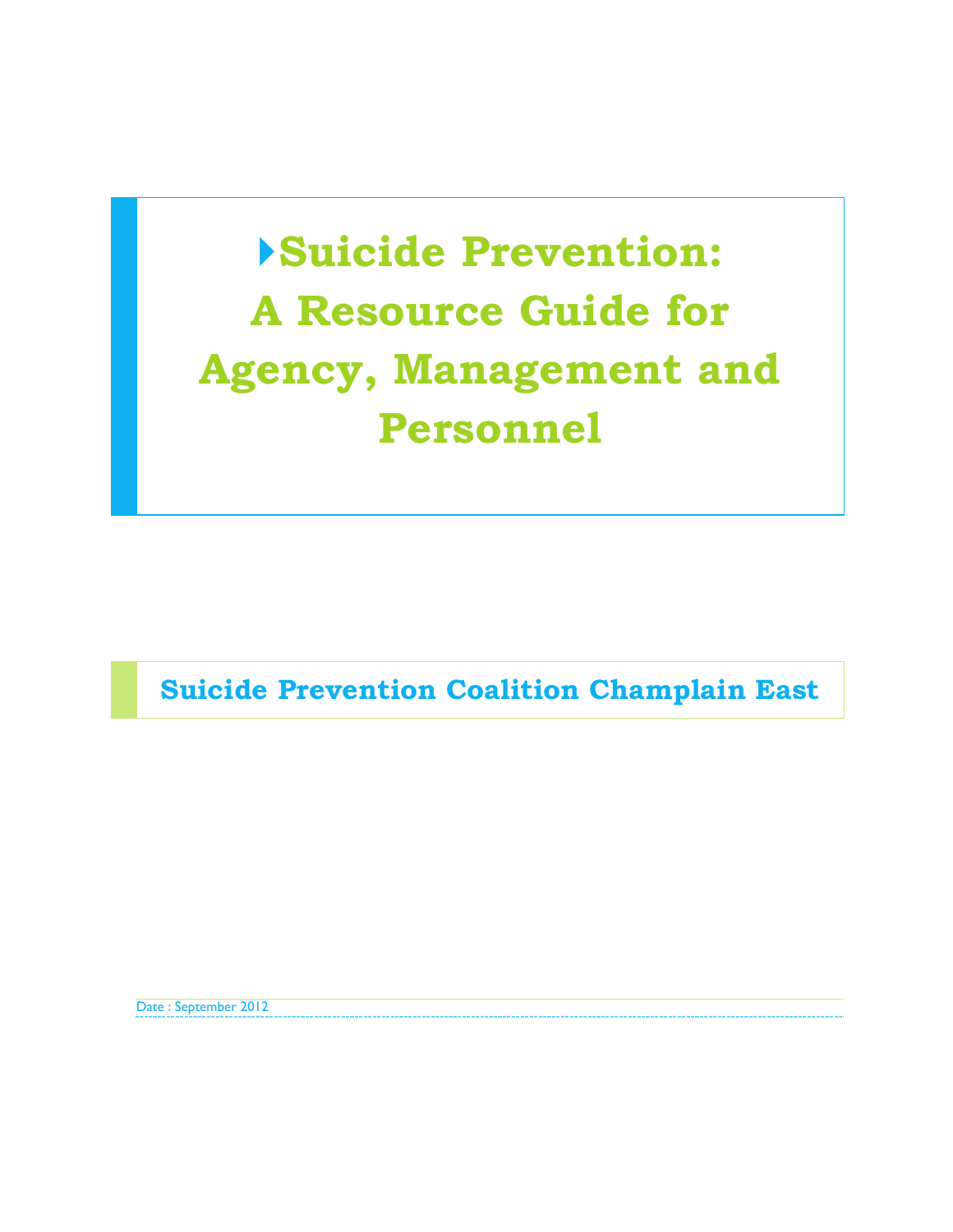# Suicide Prevention: A Resource Guide for Agency, Management and Personnel

## Suicide Prevention Coalition Champlain East

Date : September 2012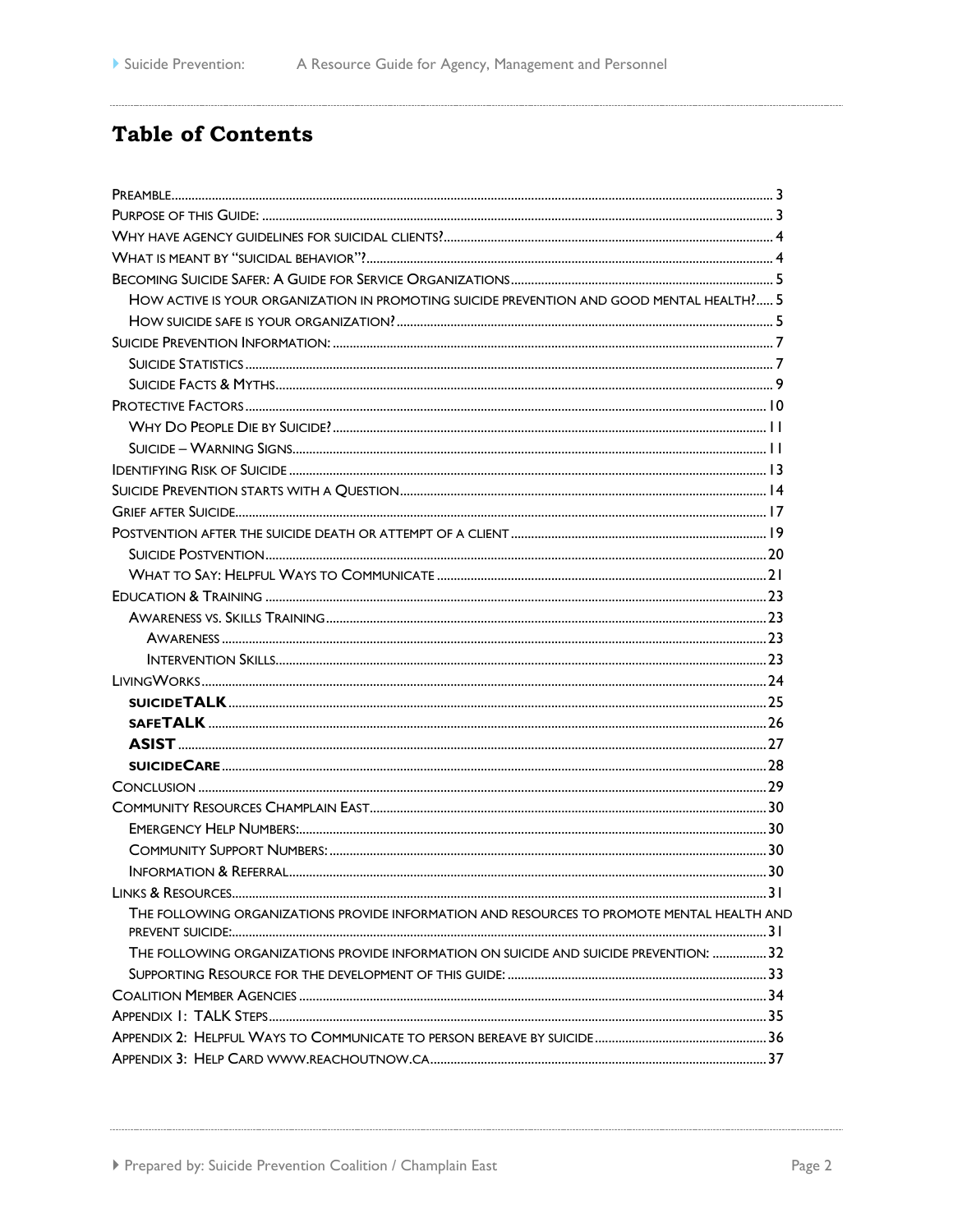# Table of Contents

- Preamble ..... 3
- Purpose of this Guide: ..... 3
- Why have agency guidelines for suicidal clients? ..... 4
- What is meant by "suicidal behavior"? ..... 4
- Becoming Suicide Safer: A Guide for Service Organizations ..... 5
  - How active is your organization in promoting suicide prevention and good mental health? ..... 5
  - How suicide safe is your organization? ..... 5
- Suicide Prevention Information: ..... 7
  - Suicide Statistics ..... 7
  - Suicide Facts & Myths ..... 9
- Protective Factors ..... 10
  - Why Do People Die by Suicide? ..... 11
  - Suicide – Warning Signs ..... 11
- Identifying Risk of Suicide ..... 13
- Suicide Prevention starts with a Question ..... 14
- Grief after Suicide ..... 17
- Postvention after the suicide death or attempt of a client ..... 19
  - Suicide Postvention ..... 20
  - What to Say: Helpful Ways to Communicate ..... 21
- Education & Training ..... 23
  - Awareness vs. Skills Training ..... 23
    - Awareness ..... 23
    - Intervention Skills ..... 23
- LivingWorks ..... 24
  - **suicideTALK** ..... 25
  - **safeTALK** ..... 26
  - **ASIST** ..... 27
  - **suicideCare** ..... 28
- Conclusion ..... 29
- Community Resources Champlain East ..... 30
  - Emergency Help Numbers: ..... 30
  - Community Support Numbers: ..... 30
  - Information & Referral ..... 30
- Links & Resources ..... 31
  - The following organizations provide information and resources to promote mental health and prevent suicide: ..... 31
  - The following organizations provide information on suicide and suicide prevention: ..... 32
  - Supporting Resource for the development of this guide: ..... 33
- Coalition Member Agencies ..... 34
- Appendix 1: TALK Steps ..... 35
- Appendix 2: Helpful Ways to Communicate to person bereave by suicide ..... 36
- Appendix 3: Help Card www.reachoutnow.ca ..... 37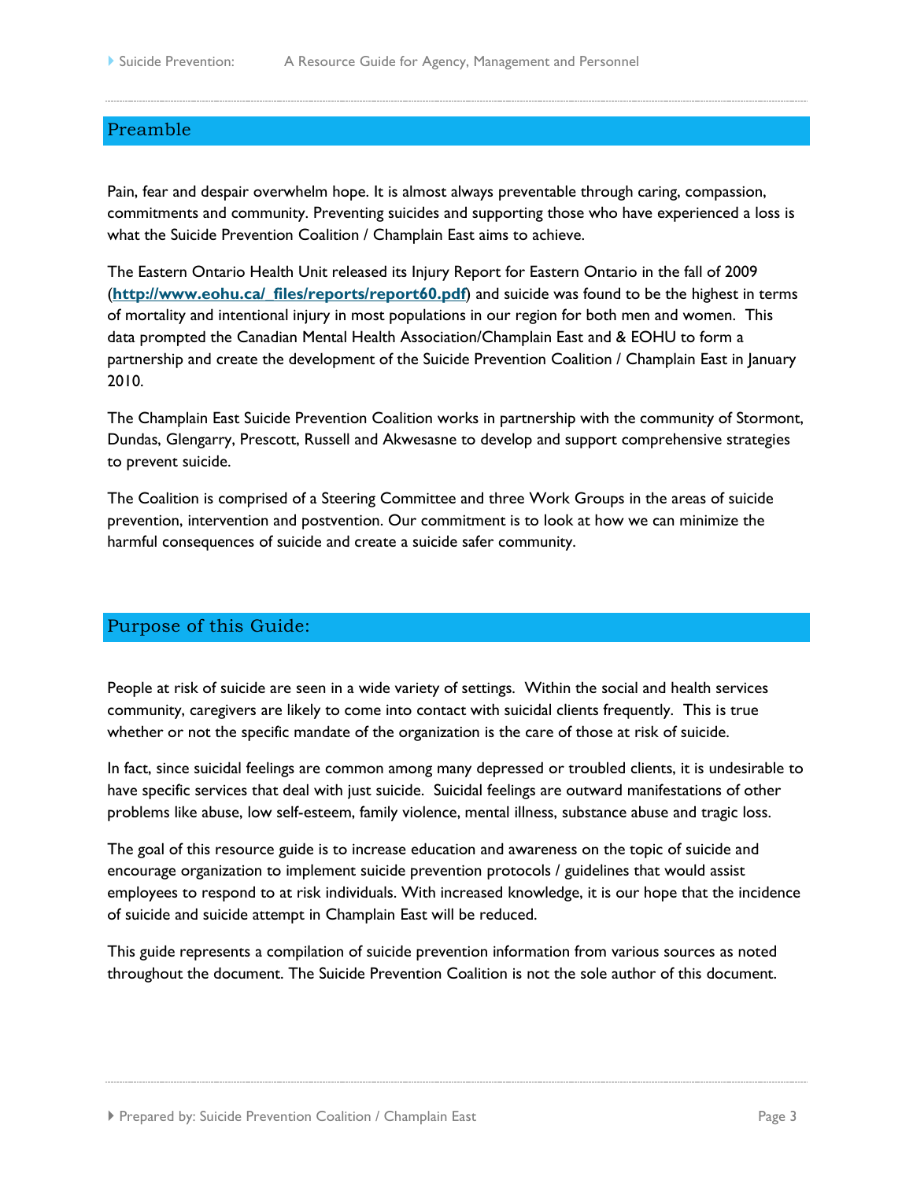## Preamble

Pain, fear and despair overwhelm hope. It is almost always preventable through caring, compassion, commitments and community. Preventing suicides and supporting those who have experienced a loss is what the Suicide Prevention Coalition / Champlain East aims to achieve.

The Eastern Ontario Health Unit released its Injury Report for Eastern Ontario in the fall of 2009 (**http://www.eohu.ca/_files/reports/report60.pdf**) and suicide was found to be the highest in terms of mortality and intentional injury in most populations in our region for both men and women. This data prompted the Canadian Mental Health Association/Champlain East and & EOHU to form a partnership and create the development of the Suicide Prevention Coalition / Champlain East in January 2010.

The Champlain East Suicide Prevention Coalition works in partnership with the community of Stormont, Dundas, Glengarry, Prescott, Russell and Akwesasne to develop and support comprehensive strategies to prevent suicide.

The Coalition is comprised of a Steering Committee and three Work Groups in the areas of suicide prevention, intervention and postvention. Our commitment is to look at how we can minimize the harmful consequences of suicide and create a suicide safer community.

## Purpose of this Guide:

People at risk of suicide are seen in a wide variety of settings. Within the social and health services community, caregivers are likely to come into contact with suicidal clients frequently. This is true whether or not the specific mandate of the organization is the care of those at risk of suicide.

In fact, since suicidal feelings are common among many depressed or troubled clients, it is undesirable to have specific services that deal with just suicide. Suicidal feelings are outward manifestations of other problems like abuse, low self-esteem, family violence, mental illness, substance abuse and tragic loss.

The goal of this resource guide is to increase education and awareness on the topic of suicide and encourage organization to implement suicide prevention protocols / guidelines that would assist employees to respond to at risk individuals. With increased knowledge, it is our hope that the incidence of suicide and suicide attempt in Champlain East will be reduced.

This guide represents a compilation of suicide prevention information from various sources as noted throughout the document. The Suicide Prevention Coalition is not the sole author of this document.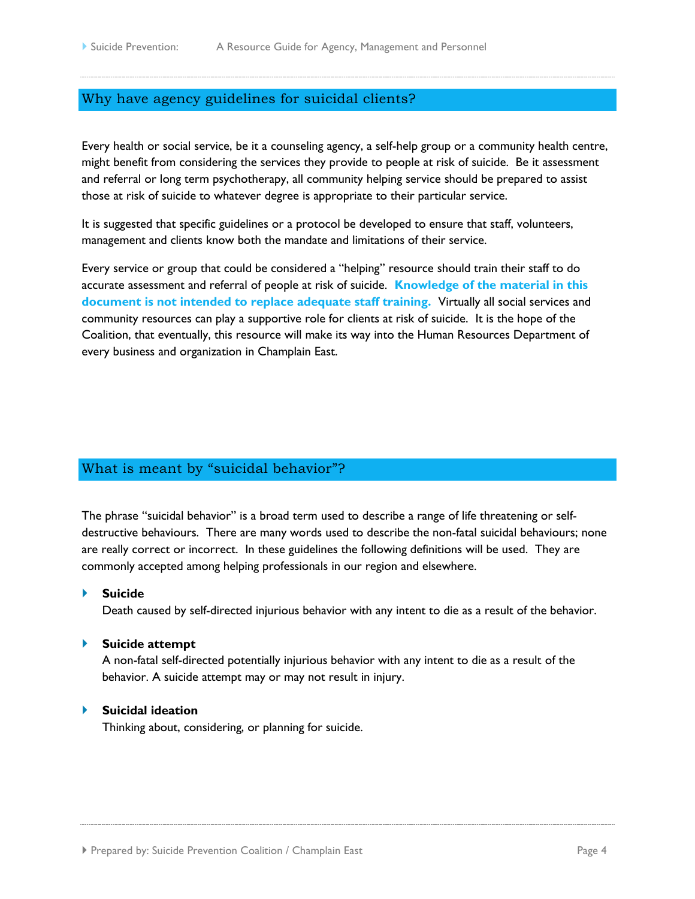## Why have agency guidelines for suicidal clients?

Every health or social service, be it a counseling agency, a self-help group or a community health centre, might benefit from considering the services they provide to people at risk of suicide. Be it assessment and referral or long term psychotherapy, all community helping service should be prepared to assist those at risk of suicide to whatever degree is appropriate to their particular service.

It is suggested that specific guidelines or a protocol be developed to ensure that staff, volunteers, management and clients know both the mandate and limitations of their service.

Every service or group that could be considered a “helping” resource should train their staff to do accurate assessment and referral of people at risk of suicide. **Knowledge of the material in this document is not intended to replace adequate staff training.** Virtually all social services and community resources can play a supportive role for clients at risk of suicide. It is the hope of the Coalition, that eventually, this resource will make its way into the Human Resources Department of every business and organization in Champlain East.

## What is meant by “suicidal behavior”?

The phrase “suicidal behavior” is a broad term used to describe a range of life threatening or self-destructive behaviours. There are many words used to describe the non-fatal suicidal behaviours; none are really correct or incorrect. In these guidelines the following definitions will be used. They are commonly accepted among helping professionals in our region and elsewhere.

- **Suicide**
  Death caused by self-directed injurious behavior with any intent to die as a result of the behavior.

- **Suicide attempt**
  A non-fatal self-directed potentially injurious behavior with any intent to die as a result of the behavior. A suicide attempt may or may not result in injury.

- **Suicidal ideation**
  Thinking about, considering, or planning for suicide.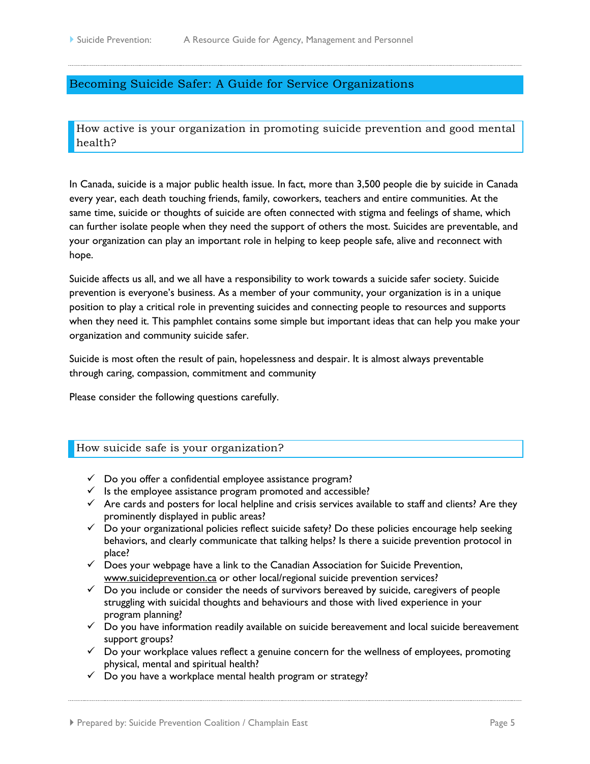## Becoming Suicide Safer: A Guide for Service Organizations

### How active is your organization in promoting suicide prevention and good mental health?

In Canada, suicide is a major public health issue. In fact, more than 3,500 people die by suicide in Canada every year, each death touching friends, family, coworkers, teachers and entire communities. At the same time, suicide or thoughts of suicide are often connected with stigma and feelings of shame, which can further isolate people when they need the support of others the most. Suicides are preventable, and your organization can play an important role in helping to keep people safe, alive and reconnect with hope.

Suicide affects us all, and we all have a responsibility to work towards a suicide safer society. Suicide prevention is everyone's business. As a member of your community, your organization is in a unique position to play a critical role in preventing suicides and connecting people to resources and supports when they need it. This pamphlet contains some simple but important ideas that can help you make your organization and community suicide safer.

Suicide is most often the result of pain, hopelessness and despair. It is almost always preventable through caring, compassion, commitment and community

Please consider the following questions carefully.

### How suicide safe is your organization?

- ✓ Do you offer a confidential employee assistance program?
- ✓ Is the employee assistance program promoted and accessible?
- ✓ Are cards and posters for local helpline and crisis services available to staff and clients? Are they prominently displayed in public areas?
- ✓ Do your organizational policies reflect suicide safety? Do these policies encourage help seeking behaviors, and clearly communicate that talking helps? Is there a suicide prevention protocol in place?
- ✓ Does your webpage have a link to the Canadian Association for Suicide Prevention, www.suicideprevention.ca or other local/regional suicide prevention services?
- ✓ Do you include or consider the needs of survivors bereaved by suicide, caregivers of people struggling with suicidal thoughts and behaviours and those with lived experience in your program planning?
- ✓ Do you have information readily available on suicide bereavement and local suicide bereavement support groups?
- ✓ Do your workplace values reflect a genuine concern for the wellness of employees, promoting physical, mental and spiritual health?
- ✓ Do you have a workplace mental health program or strategy?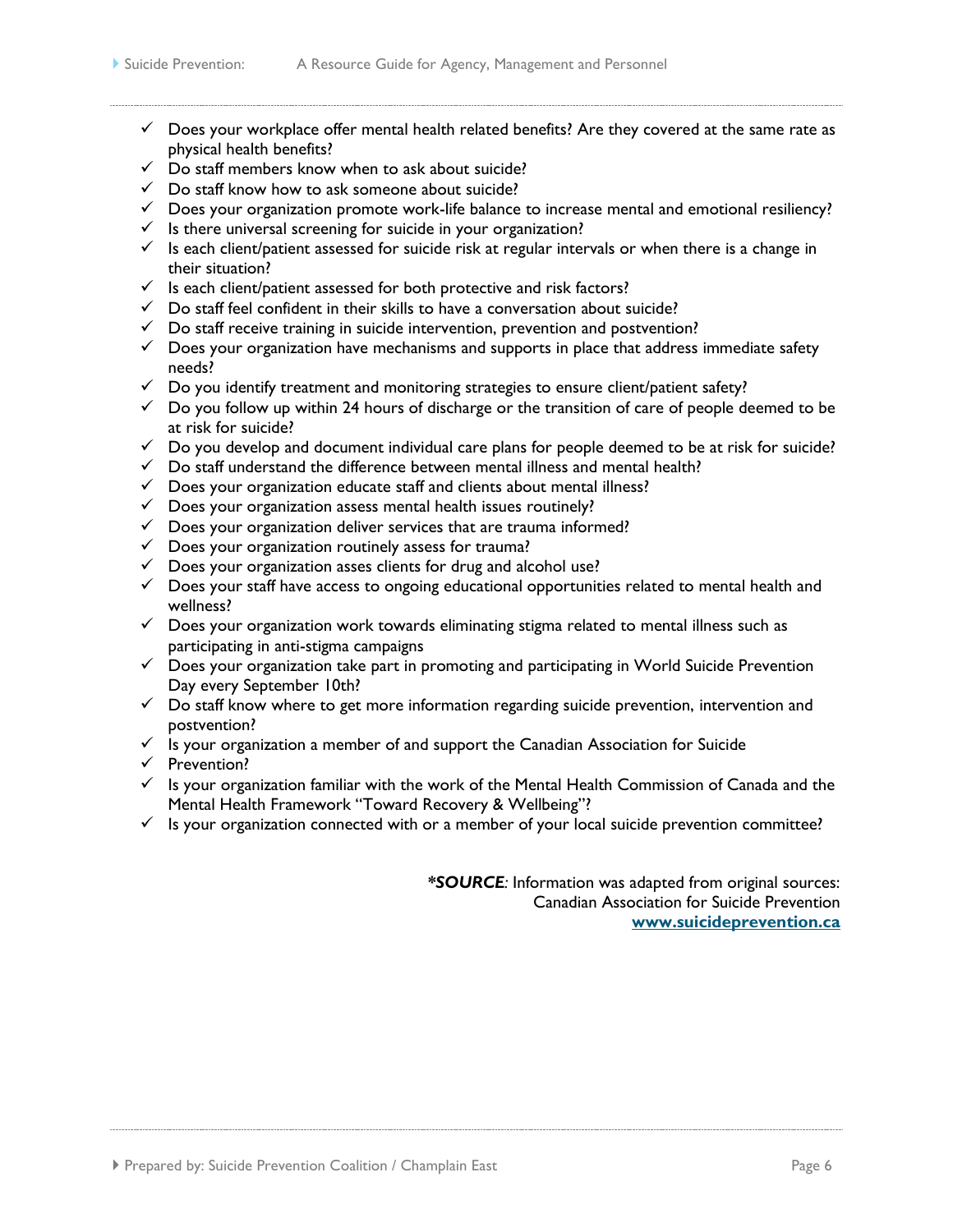- ✓ Does your workplace offer mental health related benefits? Are they covered at the same rate as physical health benefits?
- ✓ Do staff members know when to ask about suicide?
- ✓ Do staff know how to ask someone about suicide?
- ✓ Does your organization promote work-life balance to increase mental and emotional resiliency?
- ✓ Is there universal screening for suicide in your organization?
- ✓ Is each client/patient assessed for suicide risk at regular intervals or when there is a change in their situation?
- ✓ Is each client/patient assessed for both protective and risk factors?
- ✓ Do staff feel confident in their skills to have a conversation about suicide?
- ✓ Do staff receive training in suicide intervention, prevention and postvention?
- ✓ Does your organization have mechanisms and supports in place that address immediate safety needs?
- ✓ Do you identify treatment and monitoring strategies to ensure client/patient safety?
- ✓ Do you follow up within 24 hours of discharge or the transition of care of people deemed to be at risk for suicide?
- ✓ Do you develop and document individual care plans for people deemed to be at risk for suicide?
- ✓ Do staff understand the difference between mental illness and mental health?
- ✓ Does your organization educate staff and clients about mental illness?
- ✓ Does your organization assess mental health issues routinely?
- ✓ Does your organization deliver services that are trauma informed?
- ✓ Does your organization routinely assess for trauma?
- ✓ Does your organization asses clients for drug and alcohol use?
- ✓ Does your staff have access to ongoing educational opportunities related to mental health and wellness?
- ✓ Does your organization work towards eliminating stigma related to mental illness such as participating in anti-stigma campaigns
- ✓ Does your organization take part in promoting and participating in World Suicide Prevention Day every September 10th?
- ✓ Do staff know where to get more information regarding suicide prevention, intervention and postvention?
- ✓ Is your organization a member of and support the Canadian Association for Suicide
- ✓ Prevention?
- ✓ Is your organization familiar with the work of the Mental Health Commission of Canada and the Mental Health Framework "Toward Recovery & Wellbeing"?
- ✓ Is your organization connected with or a member of your local suicide prevention committee?

***SOURCE**:* Information was adapted from original sources:
Canadian Association for Suicide Prevention
**www.suicideprevention.ca**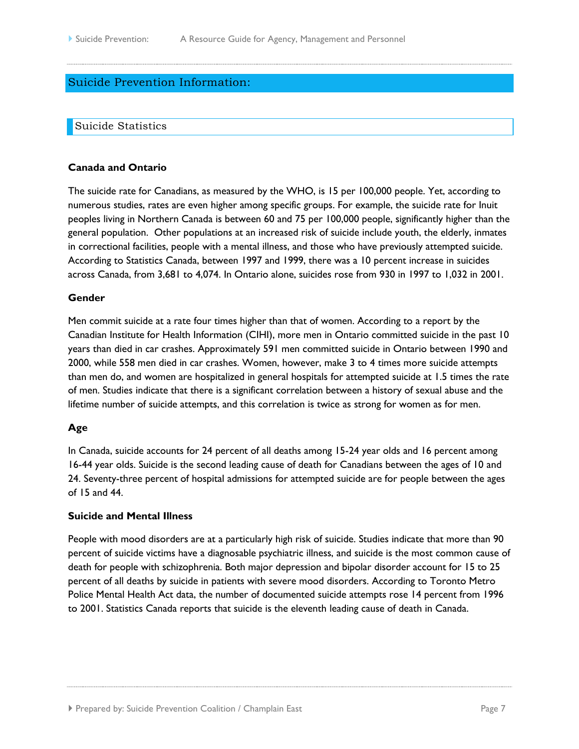# Suicide Prevention Information:

## Suicide Statistics

### Canada and Ontario

The suicide rate for Canadians, as measured by the WHO, is 15 per 100,000 people. Yet, according to numerous studies, rates are even higher among specific groups. For example, the suicide rate for Inuit peoples living in Northern Canada is between 60 and 75 per 100,000 people, significantly higher than the general population. Other populations at an increased risk of suicide include youth, the elderly, inmates in correctional facilities, people with a mental illness, and those who have previously attempted suicide. According to Statistics Canada, between 1997 and 1999, there was a 10 percent increase in suicides across Canada, from 3,681 to 4,074. In Ontario alone, suicides rose from 930 in 1997 to 1,032 in 2001.

### Gender

Men commit suicide at a rate four times higher than that of women. According to a report by the Canadian Institute for Health Information (CIHI), more men in Ontario committed suicide in the past 10 years than died in car crashes. Approximately 591 men committed suicide in Ontario between 1990 and 2000, while 558 men died in car crashes. Women, however, make 3 to 4 times more suicide attempts than men do, and women are hospitalized in general hospitals for attempted suicide at 1.5 times the rate of men. Studies indicate that there is a significant correlation between a history of sexual abuse and the lifetime number of suicide attempts, and this correlation is twice as strong for women as for men.

### Age

In Canada, suicide accounts for 24 percent of all deaths among 15-24 year olds and 16 percent among 16-44 year olds. Suicide is the second leading cause of death for Canadians between the ages of 10 and 24. Seventy-three percent of hospital admissions for attempted suicide are for people between the ages of 15 and 44.

### Suicide and Mental Illness

People with mood disorders are at a particularly high risk of suicide. Studies indicate that more than 90 percent of suicide victims have a diagnosable psychiatric illness, and suicide is the most common cause of death for people with schizophrenia. Both major depression and bipolar disorder account for 15 to 25 percent of all deaths by suicide in patients with severe mood disorders. According to Toronto Metro Police Mental Health Act data, the number of documented suicide attempts rose 14 percent from 1996 to 2001. Statistics Canada reports that suicide is the eleventh leading cause of death in Canada.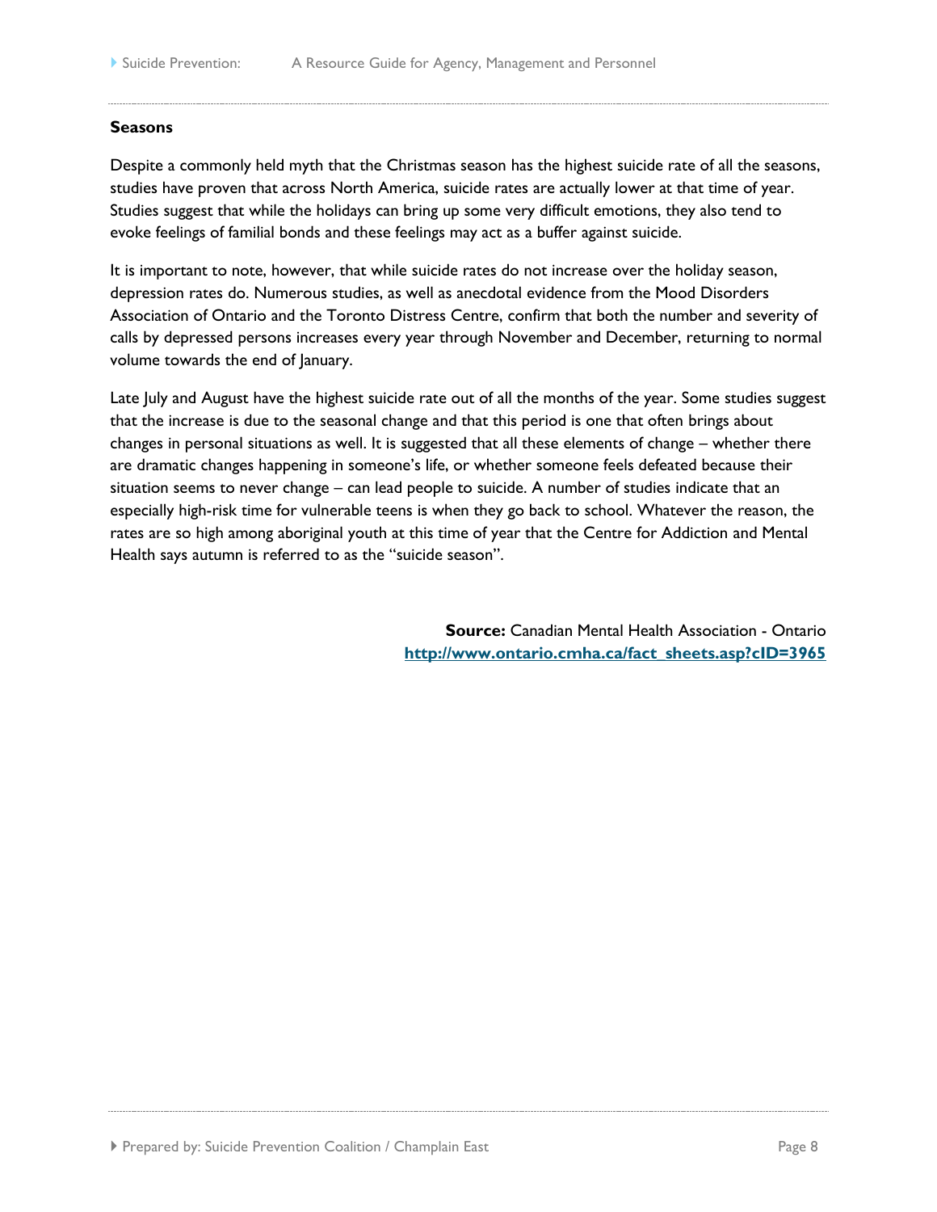**Seasons**

Despite a commonly held myth that the Christmas season has the highest suicide rate of all the seasons, studies have proven that across North America, suicide rates are actually lower at that time of year. Studies suggest that while the holidays can bring up some very difficult emotions, they also tend to evoke feelings of familial bonds and these feelings may act as a buffer against suicide.

It is important to note, however, that while suicide rates do not increase over the holiday season, depression rates do. Numerous studies, as well as anecdotal evidence from the Mood Disorders Association of Ontario and the Toronto Distress Centre, confirm that both the number and severity of calls by depressed persons increases every year through November and December, returning to normal volume towards the end of January.

Late July and August have the highest suicide rate out of all the months of the year. Some studies suggest that the increase is due to the seasonal change and that this period is one that often brings about changes in personal situations as well. It is suggested that all these elements of change – whether there are dramatic changes happening in someone's life, or whether someone feels defeated because their situation seems to never change – can lead people to suicide. A number of studies indicate that an especially high-risk time for vulnerable teens is when they go back to school. Whatever the reason, the rates are so high among aboriginal youth at this time of year that the Centre for Addiction and Mental Health says autumn is referred to as the "suicide season".

**Source:** Canadian Mental Health Association - Ontario
**http://www.ontario.cmha.ca/fact_sheets.asp?cID=3965**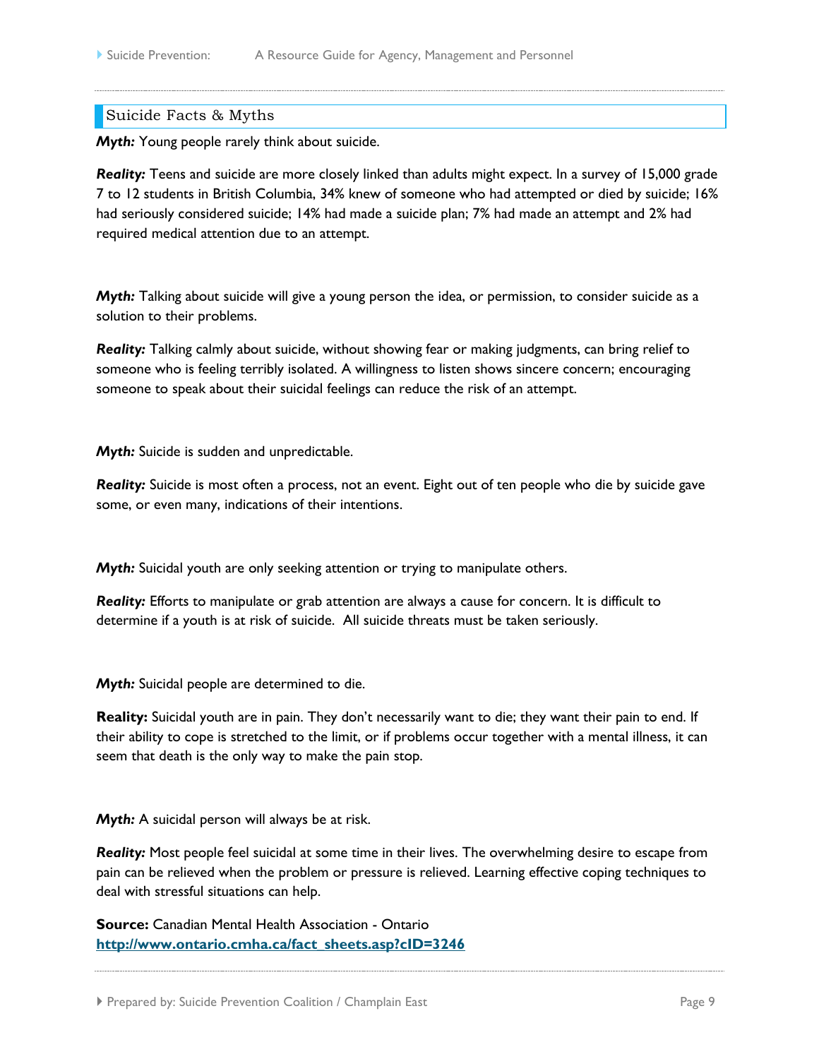## Suicide Facts & Myths

***Myth:*** Young people rarely think about suicide.

***Reality:*** Teens and suicide are more closely linked than adults might expect. In a survey of 15,000 grade 7 to 12 students in British Columbia, 34% knew of someone who had attempted or died by suicide; 16% had seriously considered suicide; 14% had made a suicide plan; 7% had made an attempt and 2% had required medical attention due to an attempt.

***Myth:*** Talking about suicide will give a young person the idea, or permission, to consider suicide as a solution to their problems.

***Reality:*** Talking calmly about suicide, without showing fear or making judgments, can bring relief to someone who is feeling terribly isolated. A willingness to listen shows sincere concern; encouraging someone to speak about their suicidal feelings can reduce the risk of an attempt.

***Myth:*** Suicide is sudden and unpredictable.

***Reality:*** Suicide is most often a process, not an event. Eight out of ten people who die by suicide gave some, or even many, indications of their intentions.

***Myth:*** Suicidal youth are only seeking attention or trying to manipulate others.

***Reality:*** Efforts to manipulate or grab attention are always a cause for concern. It is difficult to determine if a youth is at risk of suicide. All suicide threats must be taken seriously.

***Myth:*** Suicidal people are determined to die.

**Reality:** Suicidal youth are in pain. They don't necessarily want to die; they want their pain to end. If their ability to cope is stretched to the limit, or if problems occur together with a mental illness, it can seem that death is the only way to make the pain stop.

***Myth:*** A suicidal person will always be at risk.

***Reality:*** Most people feel suicidal at some time in their lives. The overwhelming desire to escape from pain can be relieved when the problem or pressure is relieved. Learning effective coping techniques to deal with stressful situations can help.

**Source:** Canadian Mental Health Association - Ontario
**http://www.ontario.cmha.ca/fact_sheets.asp?cID=3246**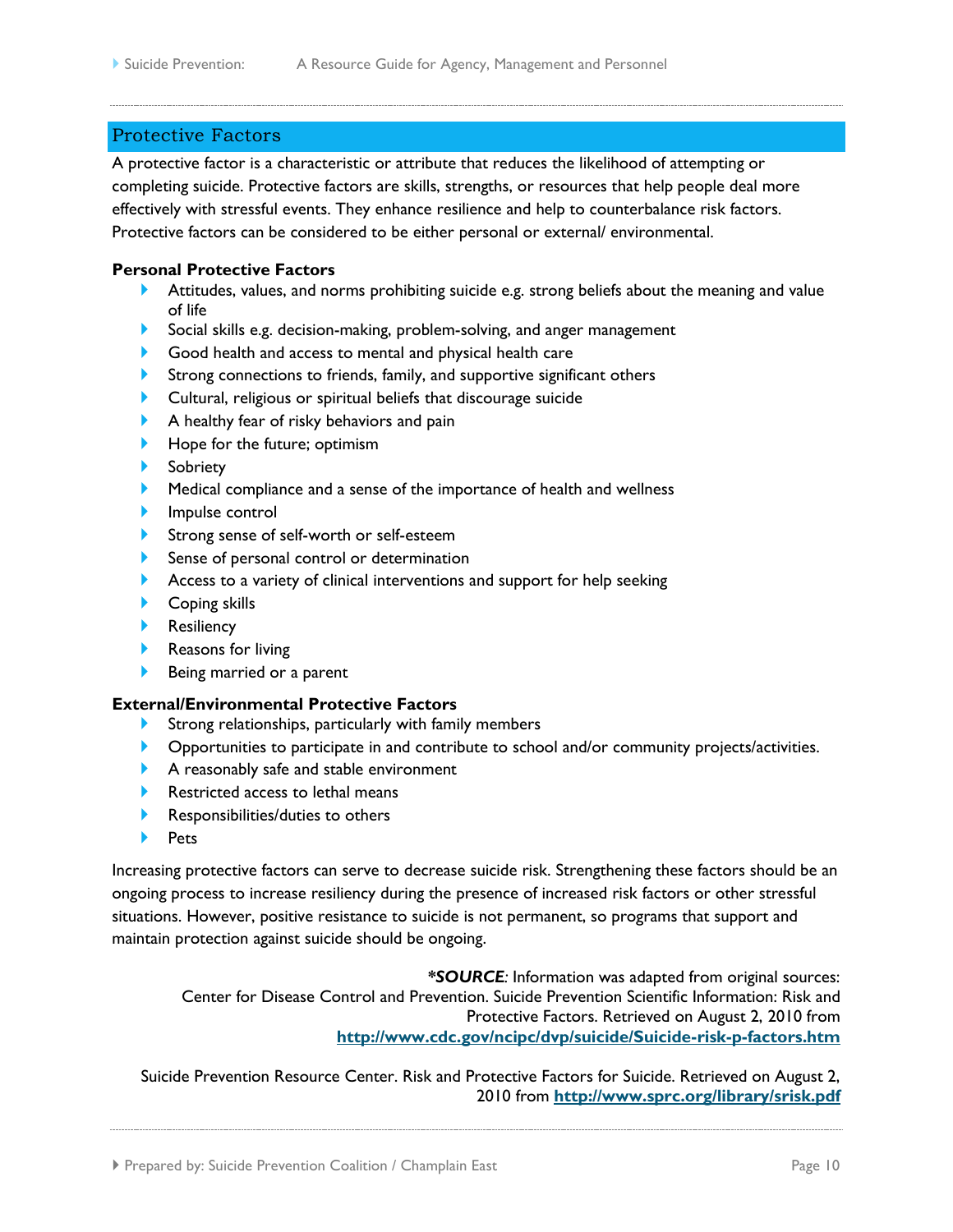## Protective Factors

A protective factor is a characteristic or attribute that reduces the likelihood of attempting or completing suicide. Protective factors are skills, strengths, or resources that help people deal more effectively with stressful events. They enhance resilience and help to counterbalance risk factors. Protective factors can be considered to be either personal or external/ environmental.

### Personal Protective Factors

- Attitudes, values, and norms prohibiting suicide e.g. strong beliefs about the meaning and value of life
- Social skills e.g. decision-making, problem-solving, and anger management
- Good health and access to mental and physical health care
- Strong connections to friends, family, and supportive significant others
- Cultural, religious or spiritual beliefs that discourage suicide
- A healthy fear of risky behaviors and pain
- Hope for the future; optimism
- Sobriety
- Medical compliance and a sense of the importance of health and wellness
- Impulse control
- Strong sense of self-worth or self-esteem
- Sense of personal control or determination
- Access to a variety of clinical interventions and support for help seeking
- Coping skills
- Resiliency
- Reasons for living
- Being married or a parent

### External/Environmental Protective Factors

- Strong relationships, particularly with family members
- Opportunities to participate in and contribute to school and/or community projects/activities.
- A reasonably safe and stable environment
- Restricted access to lethal means
- Responsibilities/duties to others
- Pets

Increasing protective factors can serve to decrease suicide risk. Strengthening these factors should be an ongoing process to increase resiliency during the presence of increased risk factors or other stressful situations. However, positive resistance to suicide is not permanent, so programs that support and maintain protection against suicide should be ongoing.

***SOURCE**:* Information was adapted from original sources:
Center for Disease Control and Prevention. Suicide Prevention Scientific Information: Risk and Protective Factors. Retrieved on August 2, 2010 from **http://www.cdc.gov/ncipc/dvp/suicide/Suicide-risk-p-factors.htm**

Suicide Prevention Resource Center. Risk and Protective Factors for Suicide. Retrieved on August 2, 2010 from **http://www.sprc.org/library/srisk.pdf**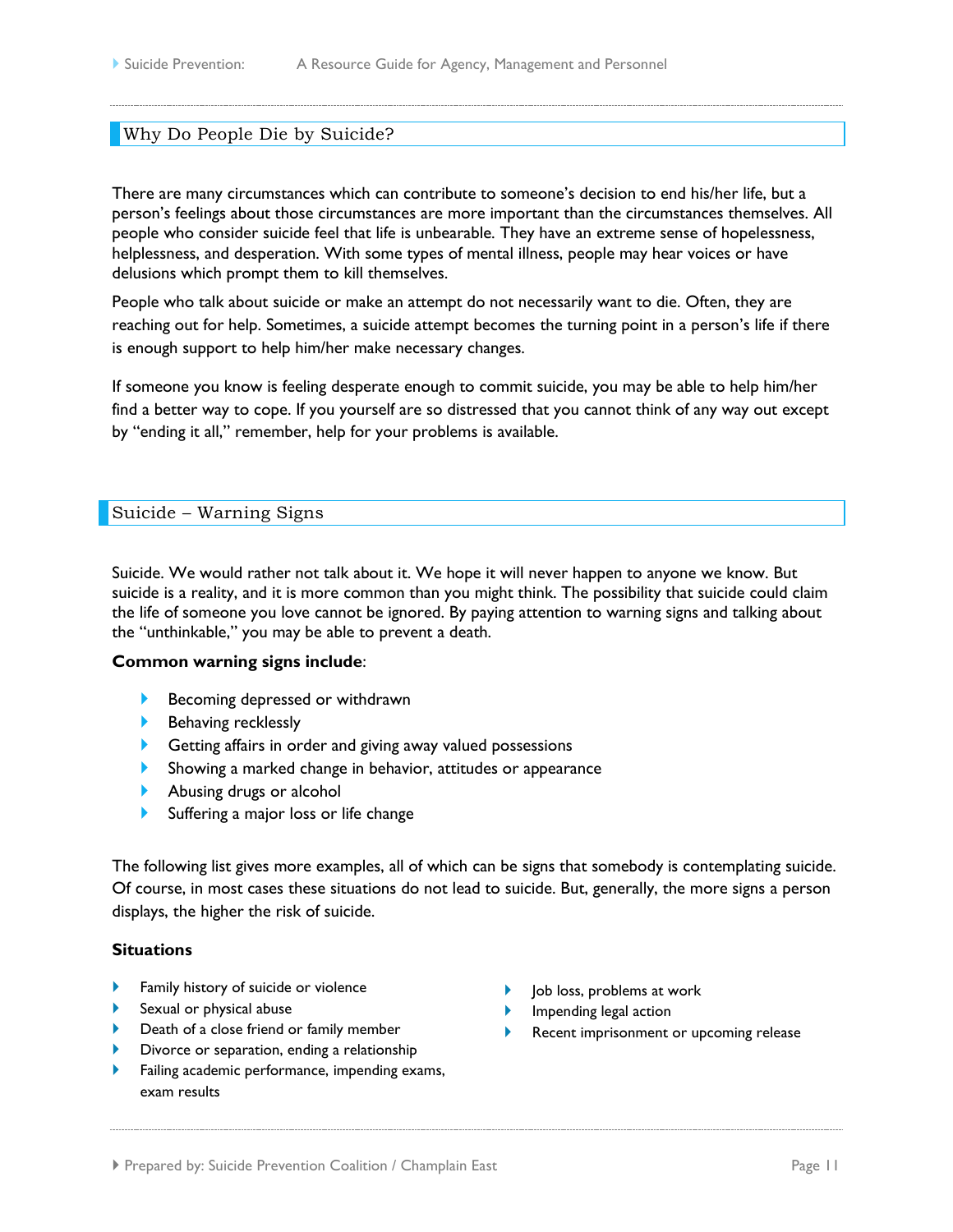## Why Do People Die by Suicide?

There are many circumstances which can contribute to someone's decision to end his/her life, but a person's feelings about those circumstances are more important than the circumstances themselves. All people who consider suicide feel that life is unbearable. They have an extreme sense of hopelessness, helplessness, and desperation. With some types of mental illness, people may hear voices or have delusions which prompt them to kill themselves.

People who talk about suicide or make an attempt do not necessarily want to die. Often, they are reaching out for help. Sometimes, a suicide attempt becomes the turning point in a person's life if there is enough support to help him/her make necessary changes.

If someone you know is feeling desperate enough to commit suicide, you may be able to help him/her find a better way to cope. If you yourself are so distressed that you cannot think of any way out except by "ending it all," remember, help for your problems is available.

## Suicide – Warning Signs

Suicide. We would rather not talk about it. We hope it will never happen to anyone we know. But suicide is a reality, and it is more common than you might think. The possibility that suicide could claim the life of someone you love cannot be ignored. By paying attention to warning signs and talking about the "unthinkable," you may be able to prevent a death.

**Common warning signs include**:

- Becoming depressed or withdrawn
- Behaving recklessly
- Getting affairs in order and giving away valued possessions
- Showing a marked change in behavior, attitudes or appearance
- Abusing drugs or alcohol
- Suffering a major loss or life change

The following list gives more examples, all of which can be signs that somebody is contemplating suicide. Of course, in most cases these situations do not lead to suicide. But, generally, the more signs a person displays, the higher the risk of suicide.

**Situations**

- Family history of suicide or violence
- Sexual or physical abuse
- Death of a close friend or family member
- Divorce or separation, ending a relationship
- Failing academic performance, impending exams, exam results
- Job loss, problems at work
- Impending legal action
- Recent imprisonment or upcoming release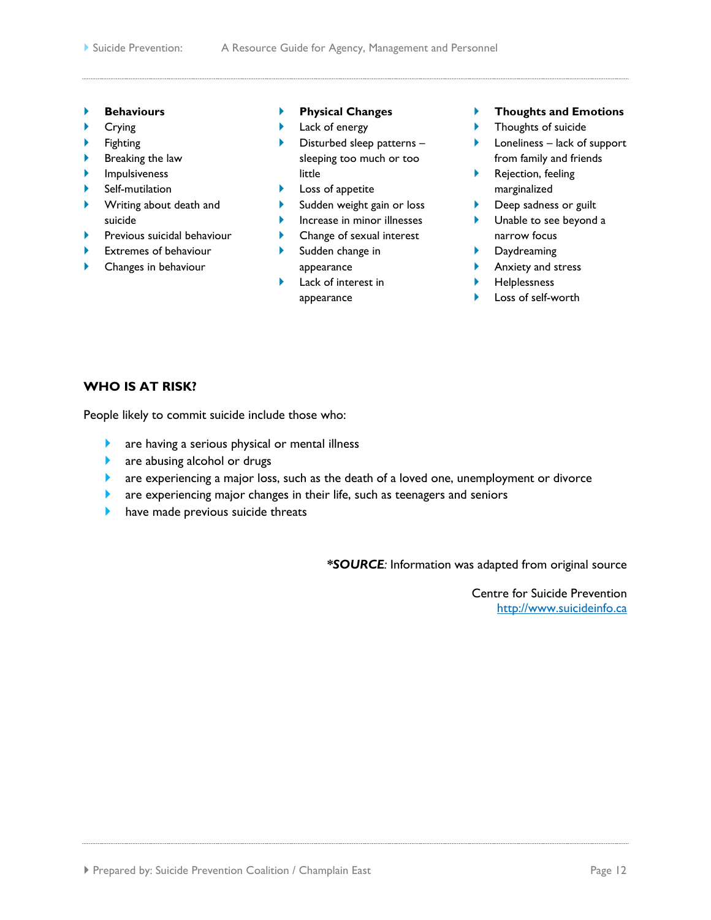- **Behaviours**
- Crying
- Fighting
- Breaking the law
- Impulsiveness
- Self-mutilation
- Writing about death and suicide
- Previous suicidal behaviour
- Extremes of behaviour
- Changes in behaviour

- **Physical Changes**
- Lack of energy
- Disturbed sleep patterns – sleeping too much or too little
- Loss of appetite
- Sudden weight gain or loss
- Increase in minor illnesses
- Change of sexual interest
- Sudden change in appearance
- Lack of interest in appearance

- **Thoughts and Emotions**
- Thoughts of suicide
- Loneliness – lack of support from family and friends
- Rejection, feeling marginalized
- Deep sadness or guilt
- Unable to see beyond a narrow focus
- Daydreaming
- Anxiety and stress
- Helplessness
- Loss of self-worth

## WHO IS AT RISK?

People likely to commit suicide include those who:

- are having a serious physical or mental illness
- are abusing alcohol or drugs
- are experiencing a major loss, such as the death of a loved one, unemployment or divorce
- are experiencing major changes in their life, such as teenagers and seniors
- have made previous suicide threats

***SOURCE**: Information was adapted from original source

Centre for Suicide Prevention
http://www.suicideinfo.ca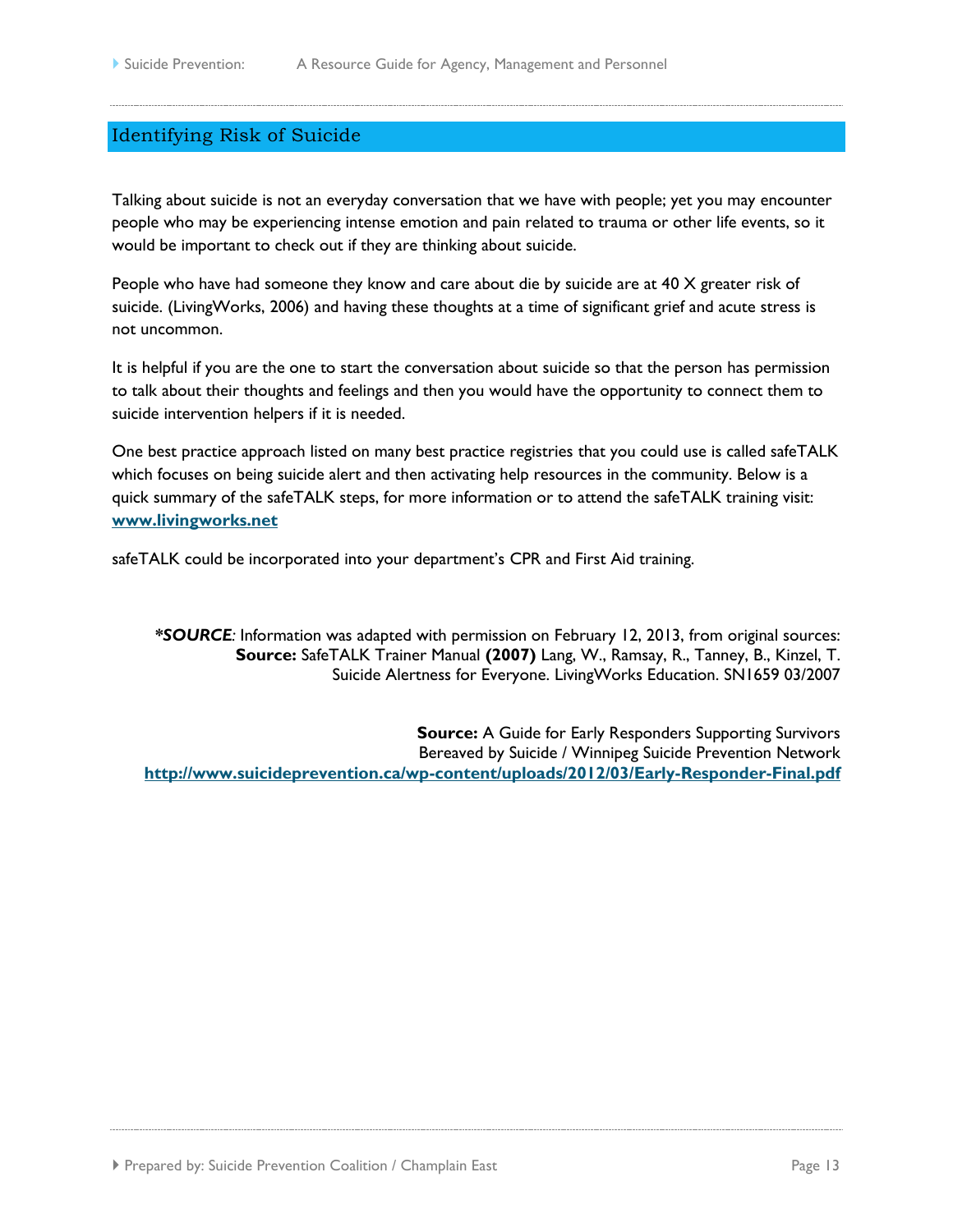## Identifying Risk of Suicide

Talking about suicide is not an everyday conversation that we have with people; yet you may encounter people who may be experiencing intense emotion and pain related to trauma or other life events, so it would be important to check out if they are thinking about suicide.

People who have had someone they know and care about die by suicide are at 40 X greater risk of suicide. (LivingWorks, 2006) and having these thoughts at a time of significant grief and acute stress is not uncommon.

It is helpful if you are the one to start the conversation about suicide so that the person has permission to talk about their thoughts and feelings and then you would have the opportunity to connect them to suicide intervention helpers if it is needed.

One best practice approach listed on many best practice registries that you could use is called safeTALK which focuses on being suicide alert and then activating help resources in the community. Below is a quick summary of the safeTALK steps, for more information or to attend the safeTALK training visit: **[www.livingworks.net](http://www.livingworks.net)**

safeTALK could be incorporated into your department's CPR and First Aid training.

***SOURCE**: Information was adapted with permission on February 12, 2013, from original sources:
**Source:** SafeTALK Trainer Manual **(2007)** Lang, W., Ramsay, R., Tanney, B., Kinzel, T. Suicide Alertness for Everyone. LivingWorks Education. SN1659 03/2007

**Source:** A Guide for Early Responders Supporting Survivors Bereaved by Suicide / Winnipeg Suicide Prevention Network
**[http://www.suicideprevention.ca/wp-content/uploads/2012/03/Early-Responder-Final.pdf](http://www.suicideprevention.ca/wp-content/uploads/2012/03/Early-Responder-Final.pdf)**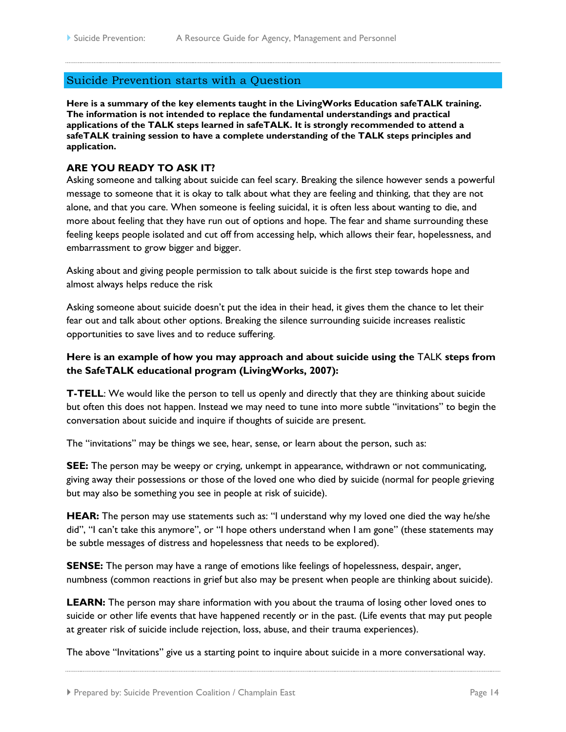## Suicide Prevention starts with a Question

**Here is a summary of the key elements taught in the LivingWorks Education safeTALK training. The information is not intended to replace the fundamental understandings and practical applications of the TALK steps learned in safeTALK. It is strongly recommended to attend a safeTALK training session to have a complete understanding of the TALK steps principles and application.**

### ARE YOU READY TO ASK IT?

Asking someone and talking about suicide can feel scary. Breaking the silence however sends a powerful message to someone that it is okay to talk about what they are feeling and thinking, that they are not alone, and that you care. When someone is feeling suicidal, it is often less about wanting to die, and more about feeling that they have run out of options and hope. The fear and shame surrounding these feeling keeps people isolated and cut off from accessing help, which allows their fear, hopelessness, and embarrassment to grow bigger and bigger.

Asking about and giving people permission to talk about suicide is the first step towards hope and almost always helps reduce the risk

Asking someone about suicide doesn't put the idea in their head, it gives them the chance to let their fear out and talk about other options. Breaking the silence surrounding suicide increases realistic opportunities to save lives and to reduce suffering.

**Here is an example of how you may approach and about suicide using the** TALK **steps from the SafeTALK educational program (LivingWorks, 2007):**

**T-TELL**: We would like the person to tell us openly and directly that they are thinking about suicide but often this does not happen. Instead we may need to tune into more subtle "invitations" to begin the conversation about suicide and inquire if thoughts of suicide are present.

The "invitations" may be things we see, hear, sense, or learn about the person, such as:

**SEE:** The person may be weepy or crying, unkempt in appearance, withdrawn or not communicating, giving away their possessions or those of the loved one who died by suicide (normal for people grieving but may also be something you see in people at risk of suicide).

**HEAR:** The person may use statements such as: "I understand why my loved one died the way he/she did", "I can't take this anymore", or "I hope others understand when I am gone" (these statements may be subtle messages of distress and hopelessness that needs to be explored).

**SENSE:** The person may have a range of emotions like feelings of hopelessness, despair, anger, numbness (common reactions in grief but also may be present when people are thinking about suicide).

**LEARN:** The person may share information with you about the trauma of losing other loved ones to suicide or other life events that have happened recently or in the past. (Life events that may put people at greater risk of suicide include rejection, loss, abuse, and their trauma experiences).

The above "Invitations" give us a starting point to inquire about suicide in a more conversational way.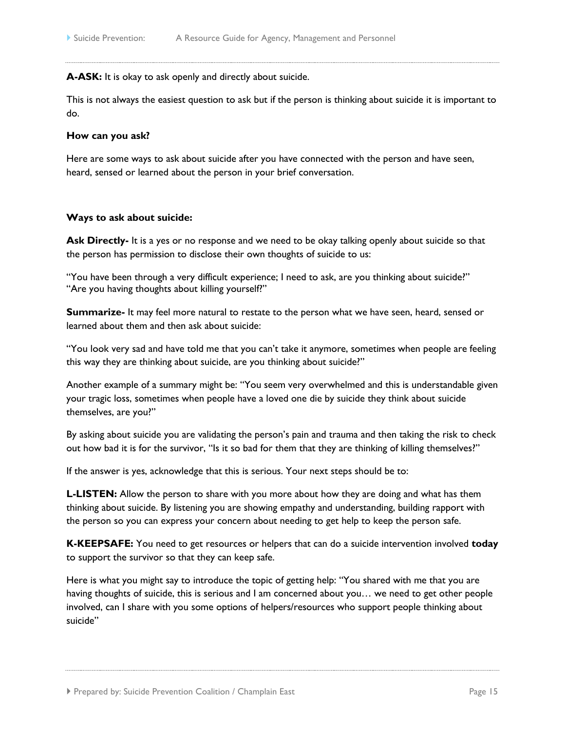**A-ASK:** It is okay to ask openly and directly about suicide.

This is not always the easiest question to ask but if the person is thinking about suicide it is important to do.

**How can you ask?**

Here are some ways to ask about suicide after you have connected with the person and have seen, heard, sensed or learned about the person in your brief conversation.

**Ways to ask about suicide:**

**Ask Directly-** It is a yes or no response and we need to be okay talking openly about suicide so that the person has permission to disclose their own thoughts of suicide to us:

"You have been through a very difficult experience; I need to ask, are you thinking about suicide?"
"Are you having thoughts about killing yourself?"

**Summarize-** It may feel more natural to restate to the person what we have seen, heard, sensed or learned about them and then ask about suicide:

"You look very sad and have told me that you can't take it anymore, sometimes when people are feeling this way they are thinking about suicide, are you thinking about suicide?"

Another example of a summary might be: "You seem very overwhelmed and this is understandable given your tragic loss, sometimes when people have a loved one die by suicide they think about suicide themselves, are you?"

By asking about suicide you are validating the person's pain and trauma and then taking the risk to check out how bad it is for the survivor, "Is it so bad for them that they are thinking of killing themselves?"

If the answer is yes, acknowledge that this is serious. Your next steps should be to:

**L-LISTEN:** Allow the person to share with you more about how they are doing and what has them thinking about suicide. By listening you are showing empathy and understanding, building rapport with the person so you can express your concern about needing to get help to keep the person safe.

**K-KEEPSAFE:** You need to get resources or helpers that can do a suicide intervention involved **today** to support the survivor so that they can keep safe.

Here is what you might say to introduce the topic of getting help: "You shared with me that you are having thoughts of suicide, this is serious and I am concerned about you… we need to get other people involved, can I share with you some options of helpers/resources who support people thinking about suicide"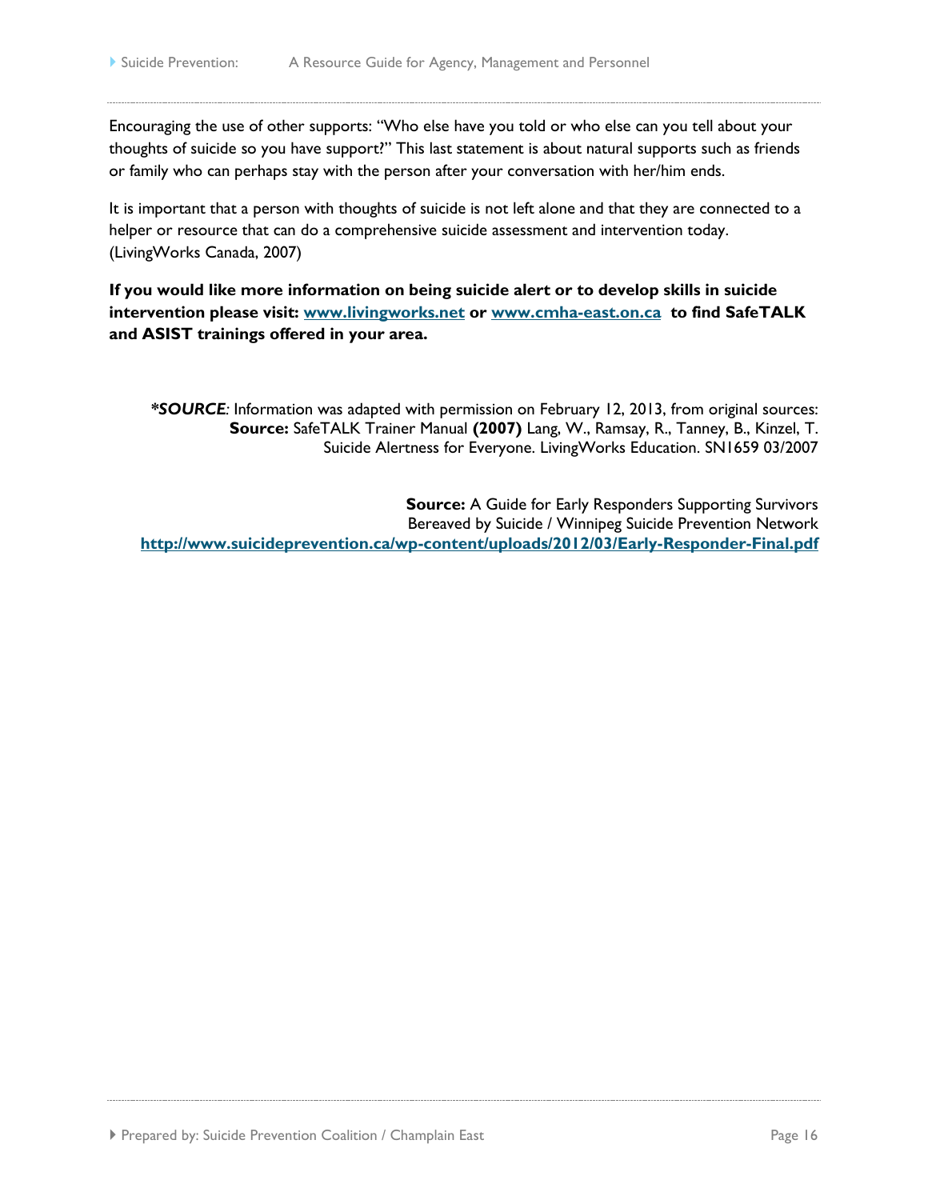Encouraging the use of other supports: "Who else have you told or who else can you tell about your thoughts of suicide so you have support?" This last statement is about natural supports such as friends or family who can perhaps stay with the person after your conversation with her/him ends.

It is important that a person with thoughts of suicide is not left alone and that they are connected to a helper or resource that can do a comprehensive suicide assessment and intervention today. (LivingWorks Canada, 2007)

**If you would like more information on being suicide alert or to develop skills in suicide intervention please visit: [www.livingworks.net](http://www.livingworks.net) or [www.cmha-east.on.ca](http://www.cmha-east.on.ca) to find SafeTALK and ASIST trainings offered in your area.**

***SOURCE**: Information was adapted with permission on February 12, 2013, from original sources:
**Source:** SafeTALK Trainer Manual **(2007)** Lang, W., Ramsay, R., Tanney, B., Kinzel, T. Suicide Alertness for Everyone. LivingWorks Education. SN1659 03/2007

**Source:** A Guide for Early Responders Supporting Survivors Bereaved by Suicide / Winnipeg Suicide Prevention Network
**[http://www.suicideprevention.ca/wp-content/uploads/2012/03/Early-Responder-Final.pdf](http://www.suicideprevention.ca/wp-content/uploads/2012/03/Early-Responder-Final.pdf)**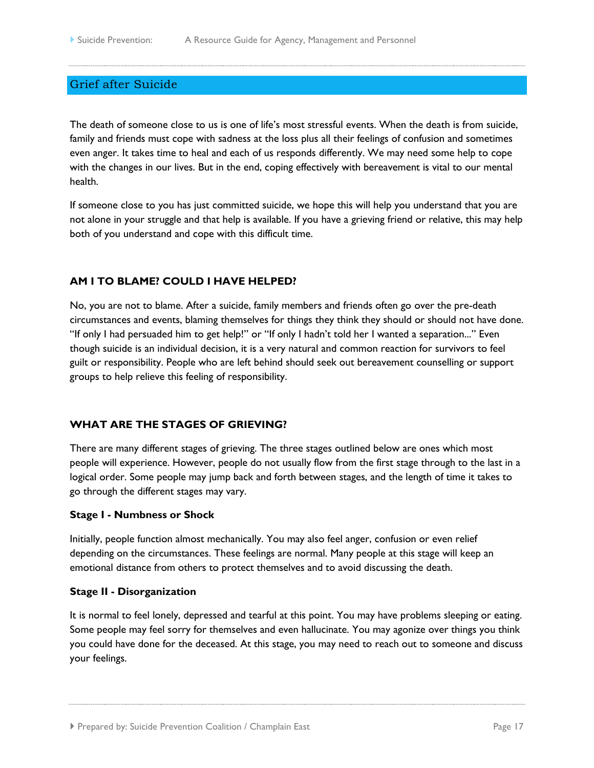## Grief after Suicide

The death of someone close to us is one of life's most stressful events. When the death is from suicide, family and friends must cope with sadness at the loss plus all their feelings of confusion and sometimes even anger. It takes time to heal and each of us responds differently. We may need some help to cope with the changes in our lives. But in the end, coping effectively with bereavement is vital to our mental health.

If someone close to you has just committed suicide, we hope this will help you understand that you are not alone in your struggle and that help is available. If you have a grieving friend or relative, this may help both of you understand and cope with this difficult time.

### AM I TO BLAME? COULD I HAVE HELPED?

No, you are not to blame. After a suicide, family members and friends often go over the pre-death circumstances and events, blaming themselves for things they think they should or should not have done. "If only I had persuaded him to get help!" or "If only I hadn't told her I wanted a separation..." Even though suicide is an individual decision, it is a very natural and common reaction for survivors to feel guilt or responsibility. People who are left behind should seek out bereavement counselling or support groups to help relieve this feeling of responsibility.

### WHAT ARE THE STAGES OF GRIEVING?

There are many different stages of grieving. The three stages outlined below are ones which most people will experience. However, people do not usually flow from the first stage through to the last in a logical order. Some people may jump back and forth between stages, and the length of time it takes to go through the different stages may vary.

#### Stage I - Numbness or Shock

Initially, people function almost mechanically. You may also feel anger, confusion or even relief depending on the circumstances. These feelings are normal. Many people at this stage will keep an emotional distance from others to protect themselves and to avoid discussing the death.

#### Stage II - Disorganization

It is normal to feel lonely, depressed and tearful at this point. You may have problems sleeping or eating. Some people may feel sorry for themselves and even hallucinate. You may agonize over things you think you could have done for the deceased. At this stage, you may need to reach out to someone and discuss your feelings.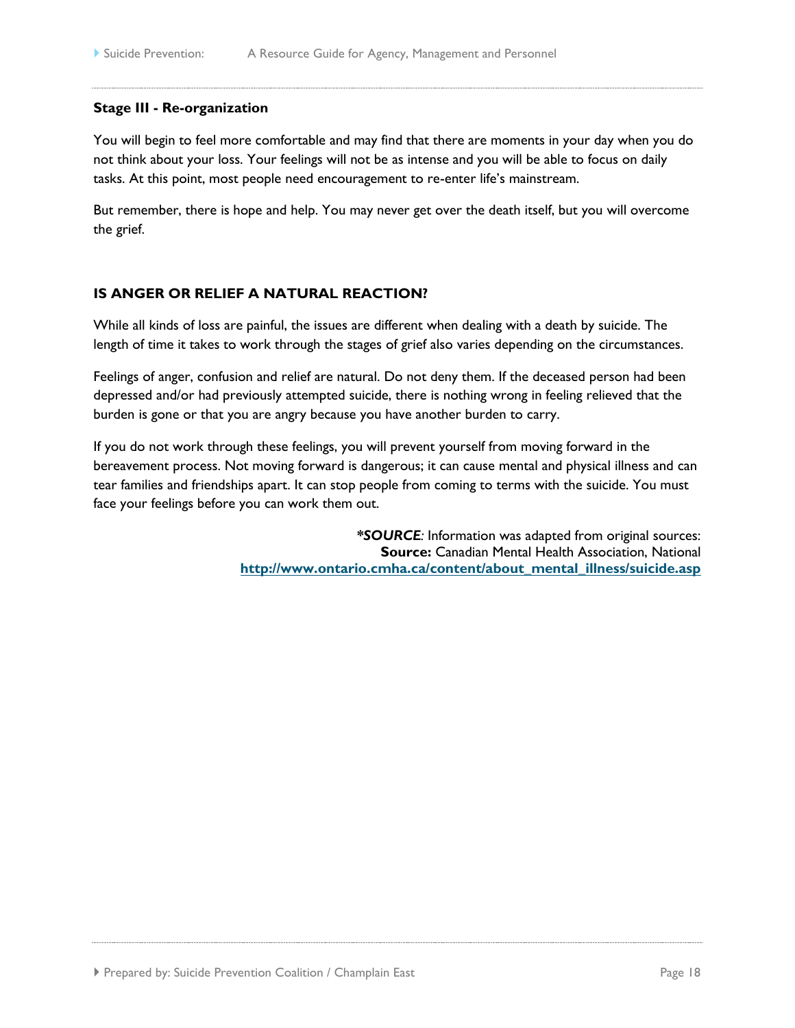**Stage III - Re-organization**

You will begin to feel more comfortable and may find that there are moments in your day when you do not think about your loss. Your feelings will not be as intense and you will be able to focus on daily tasks. At this point, most people need encouragement to re-enter life's mainstream.

But remember, there is hope and help. You may never get over the death itself, but you will overcome the grief.

## IS ANGER OR RELIEF A NATURAL REACTION?

While all kinds of loss are painful, the issues are different when dealing with a death by suicide. The length of time it takes to work through the stages of grief also varies depending on the circumstances.

Feelings of anger, confusion and relief are natural. Do not deny them. If the deceased person had been depressed and/or had previously attempted suicide, there is nothing wrong in feeling relieved that the burden is gone or that you are angry because you have another burden to carry.

If you do not work through these feelings, you will prevent yourself from moving forward in the bereavement process. Not moving forward is dangerous; it can cause mental and physical illness and can tear families and friendships apart. It can stop people from coming to terms with the suicide. You must face your feelings before you can work them out.

***SOURCE**:* Information was adapted from original sources:
**Source:** Canadian Mental Health Association, National
**http://www.ontario.cmha.ca/content/about_mental_illness/suicide.asp**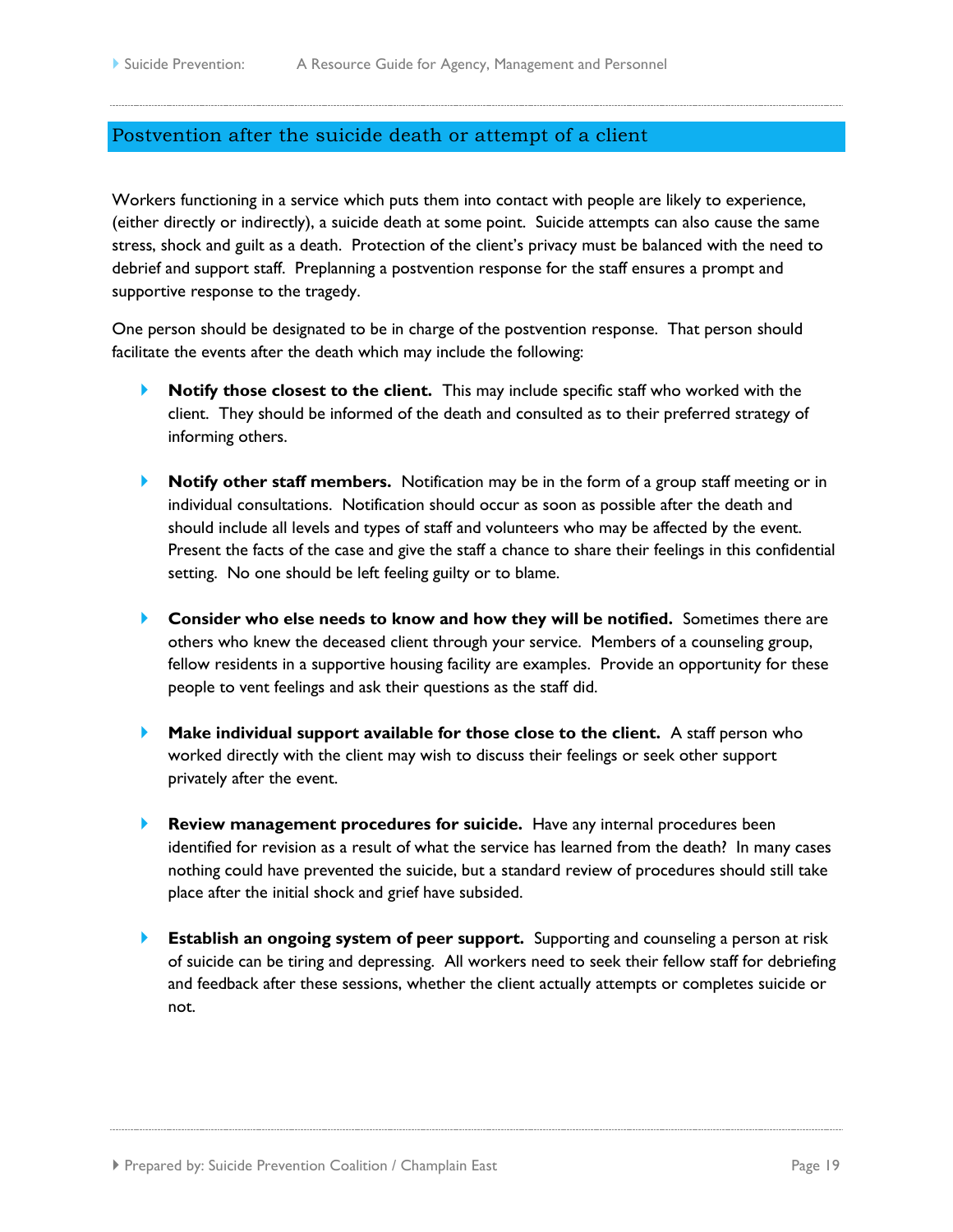## Postvention after the suicide death or attempt of a client

Workers functioning in a service which puts them into contact with people are likely to experience, (either directly or indirectly), a suicide death at some point. Suicide attempts can also cause the same stress, shock and guilt as a death. Protection of the client's privacy must be balanced with the need to debrief and support staff. Preplanning a postvention response for the staff ensures a prompt and supportive response to the tragedy.

One person should be designated to be in charge of the postvention response. That person should facilitate the events after the death which may include the following:

- **Notify those closest to the client.** This may include specific staff who worked with the client. They should be informed of the death and consulted as to their preferred strategy of informing others.

- **Notify other staff members.** Notification may be in the form of a group staff meeting or in individual consultations. Notification should occur as soon as possible after the death and should include all levels and types of staff and volunteers who may be affected by the event. Present the facts of the case and give the staff a chance to share their feelings in this confidential setting. No one should be left feeling guilty or to blame.

- **Consider who else needs to know and how they will be notified.** Sometimes there are others who knew the deceased client through your service. Members of a counseling group, fellow residents in a supportive housing facility are examples. Provide an opportunity for these people to vent feelings and ask their questions as the staff did.

- **Make individual support available for those close to the client.** A staff person who worked directly with the client may wish to discuss their feelings or seek other support privately after the event.

- **Review management procedures for suicide.** Have any internal procedures been identified for revision as a result of what the service has learned from the death? In many cases nothing could have prevented the suicide, but a standard review of procedures should still take place after the initial shock and grief have subsided.

- **Establish an ongoing system of peer support.** Supporting and counseling a person at risk of suicide can be tiring and depressing. All workers need to seek their fellow staff for debriefing and feedback after these sessions, whether the client actually attempts or completes suicide or not.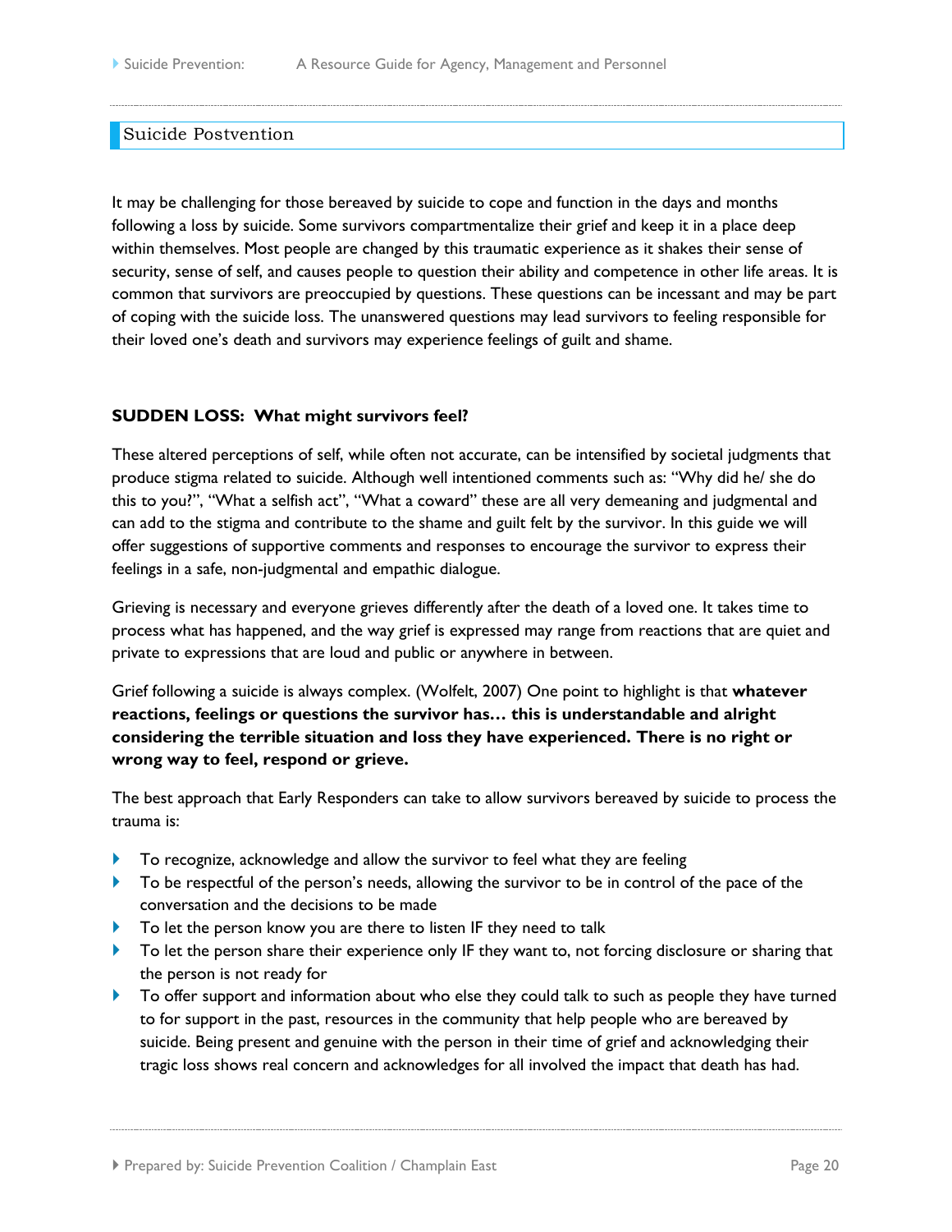## Suicide Postvention

It may be challenging for those bereaved by suicide to cope and function in the days and months following a loss by suicide. Some survivors compartmentalize their grief and keep it in a place deep within themselves. Most people are changed by this traumatic experience as it shakes their sense of security, sense of self, and causes people to question their ability and competence in other life areas. It is common that survivors are preoccupied by questions. These questions can be incessant and may be part of coping with the suicide loss. The unanswered questions may lead survivors to feeling responsible for their loved one's death and survivors may experience feelings of guilt and shame.

### SUDDEN LOSS: What might survivors feel?

These altered perceptions of self, while often not accurate, can be intensified by societal judgments that produce stigma related to suicide. Although well intentioned comments such as: "Why did he/ she do this to you?", "What a selfish act", "What a coward" these are all very demeaning and judgmental and can add to the stigma and contribute to the shame and guilt felt by the survivor. In this guide we will offer suggestions of supportive comments and responses to encourage the survivor to express their feelings in a safe, non-judgmental and empathic dialogue.

Grieving is necessary and everyone grieves differently after the death of a loved one. It takes time to process what has happened, and the way grief is expressed may range from reactions that are quiet and private to expressions that are loud and public or anywhere in between.

Grief following a suicide is always complex. (Wolfelt, 2007) One point to highlight is that **whatever reactions, feelings or questions the survivor has… this is understandable and alright considering the terrible situation and loss they have experienced. There is no right or wrong way to feel, respond or grieve.**

The best approach that Early Responders can take to allow survivors bereaved by suicide to process the trauma is:

- To recognize, acknowledge and allow the survivor to feel what they are feeling
- To be respectful of the person's needs, allowing the survivor to be in control of the pace of the conversation and the decisions to be made
- To let the person know you are there to listen IF they need to talk
- To let the person share their experience only IF they want to, not forcing disclosure or sharing that the person is not ready for
- To offer support and information about who else they could talk to such as people they have turned to for support in the past, resources in the community that help people who are bereaved by suicide. Being present and genuine with the person in their time of grief and acknowledging their tragic loss shows real concern and acknowledges for all involved the impact that death has had.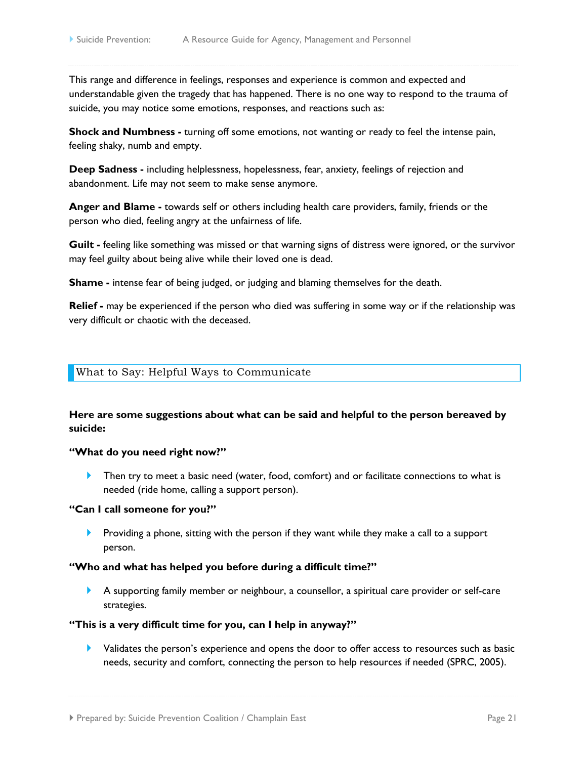This range and difference in feelings, responses and experience is common and expected and understandable given the tragedy that has happened. There is no one way to respond to the trauma of suicide, you may notice some emotions, responses, and reactions such as:

**Shock and Numbness -** turning off some emotions, not wanting or ready to feel the intense pain, feeling shaky, numb and empty.

**Deep Sadness -** including helplessness, hopelessness, fear, anxiety, feelings of rejection and abandonment. Life may not seem to make sense anymore.

**Anger and Blame -** towards self or others including health care providers, family, friends or the person who died, feeling angry at the unfairness of life.

**Guilt -** feeling like something was missed or that warning signs of distress were ignored, or the survivor may feel guilty about being alive while their loved one is dead.

**Shame -** intense fear of being judged, or judging and blaming themselves for the death.

**Relief -** may be experienced if the person who died was suffering in some way or if the relationship was very difficult or chaotic with the deceased.

## What to Say: Helpful Ways to Communicate

**Here are some suggestions about what can be said and helpful to the person bereaved by suicide:**

**"What do you need right now?"**

- Then try to meet a basic need (water, food, comfort) and or facilitate connections to what is needed (ride home, calling a support person).

**"Can I call someone for you?"**

- Providing a phone, sitting with the person if they want while they make a call to a support person.

**"Who and what has helped you before during a difficult time?"**

- A supporting family member or neighbour, a counsellor, a spiritual care provider or self-care strategies.

**"This is a very difficult time for you, can I help in anyway?"**

- Validates the person's experience and opens the door to offer access to resources such as basic needs, security and comfort, connecting the person to help resources if needed (SPRC, 2005).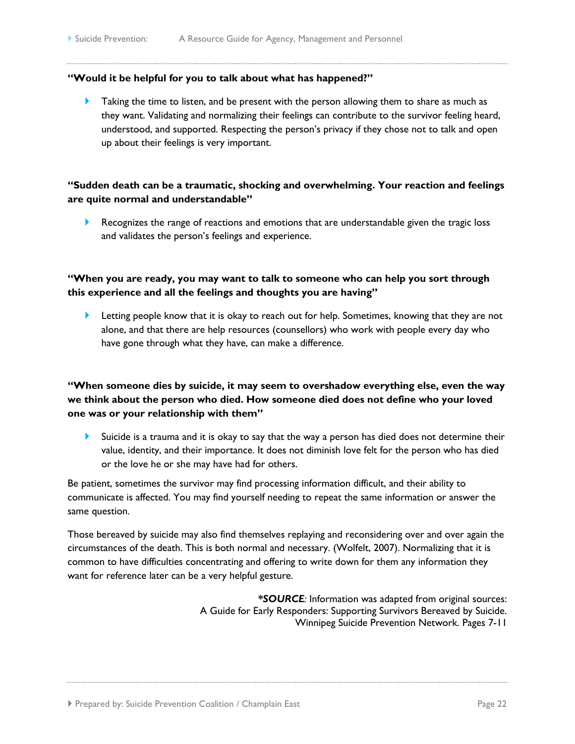**"Would it be helpful for you to talk about what has happened?"**

- Taking the time to listen, and be present with the person allowing them to share as much as they want. Validating and normalizing their feelings can contribute to the survivor feeling heard, understood, and supported. Respecting the person's privacy if they chose not to talk and open up about their feelings is very important.

**"Sudden death can be a traumatic, shocking and overwhelming. Your reaction and feelings are quite normal and understandable"**

- Recognizes the range of reactions and emotions that are understandable given the tragic loss and validates the person's feelings and experience.

**"When you are ready, you may want to talk to someone who can help you sort through this experience and all the feelings and thoughts you are having"**

- Letting people know that it is okay to reach out for help. Sometimes, knowing that they are not alone, and that there are help resources (counsellors) who work with people every day who have gone through what they have, can make a difference.

**"When someone dies by suicide, it may seem to overshadow everything else, even the way we think about the person who died. How someone died does not define who your loved one was or your relationship with them"**

- Suicide is a trauma and it is okay to say that the way a person has died does not determine their value, identity, and their importance. It does not diminish love felt for the person who has died or the love he or she may have had for others.

Be patient, sometimes the survivor may find processing information difficult, and their ability to communicate is affected. You may find yourself needing to repeat the same information or answer the same question.

Those bereaved by suicide may also find themselves replaying and reconsidering over and over again the circumstances of the death. This is both normal and necessary. (Wolfelt, 2007). Normalizing that it is common to have difficulties concentrating and offering to write down for them any information they want for reference later can be a very helpful gesture.

***SOURCE**: Information was adapted from original sources:
A Guide for Early Responders: Supporting Survivors Bereaved by Suicide.
Winnipeg Suicide Prevention Network. Pages 7-11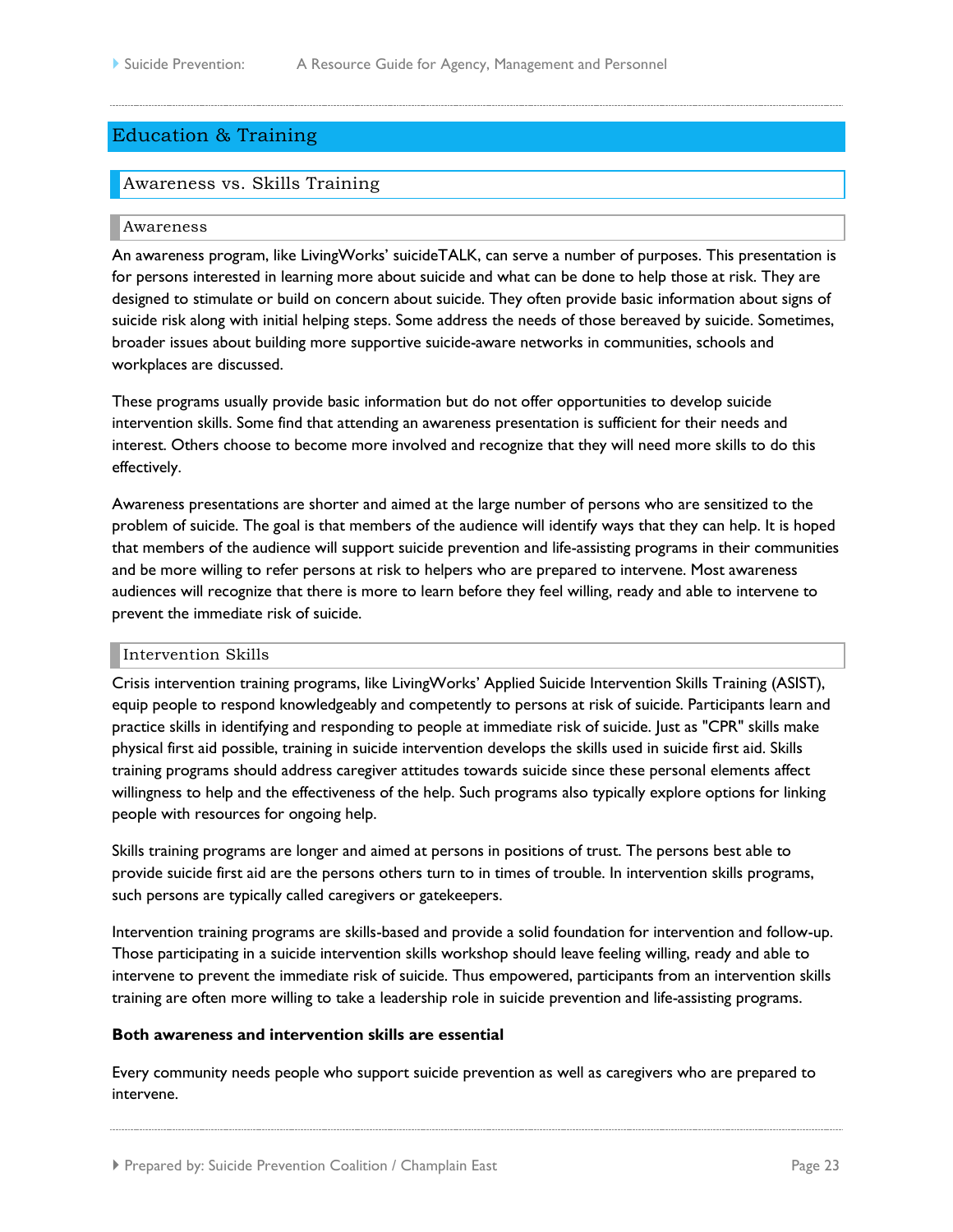# Education & Training

## Awareness vs. Skills Training

### Awareness

An awareness program, like LivingWorks' suicideTALK, can serve a number of purposes. This presentation is for persons interested in learning more about suicide and what can be done to help those at risk. They are designed to stimulate or build on concern about suicide. They often provide basic information about signs of suicide risk along with initial helping steps. Some address the needs of those bereaved by suicide. Sometimes, broader issues about building more supportive suicide-aware networks in communities, schools and workplaces are discussed.

These programs usually provide basic information but do not offer opportunities to develop suicide intervention skills. Some find that attending an awareness presentation is sufficient for their needs and interest. Others choose to become more involved and recognize that they will need more skills to do this effectively.

Awareness presentations are shorter and aimed at the large number of persons who are sensitized to the problem of suicide. The goal is that members of the audience will identify ways that they can help. It is hoped that members of the audience will support suicide prevention and life-assisting programs in their communities and be more willing to refer persons at risk to helpers who are prepared to intervene. Most awareness audiences will recognize that there is more to learn before they feel willing, ready and able to intervene to prevent the immediate risk of suicide.

### Intervention Skills

Crisis intervention training programs, like LivingWorks' Applied Suicide Intervention Skills Training (ASIST), equip people to respond knowledgeably and competently to persons at risk of suicide. Participants learn and practice skills in identifying and responding to people at immediate risk of suicide. Just as "CPR" skills make physical first aid possible, training in suicide intervention develops the skills used in suicide first aid. Skills training programs should address caregiver attitudes towards suicide since these personal elements affect willingness to help and the effectiveness of the help. Such programs also typically explore options for linking people with resources for ongoing help.

Skills training programs are longer and aimed at persons in positions of trust. The persons best able to provide suicide first aid are the persons others turn to in times of trouble. In intervention skills programs, such persons are typically called caregivers or gatekeepers.

Intervention training programs are skills-based and provide a solid foundation for intervention and follow-up. Those participating in a suicide intervention skills workshop should leave feeling willing, ready and able to intervene to prevent the immediate risk of suicide. Thus empowered, participants from an intervention skills training are often more willing to take a leadership role in suicide prevention and life-assisting programs.

**Both awareness and intervention skills are essential**

Every community needs people who support suicide prevention as well as caregivers who are prepared to intervene.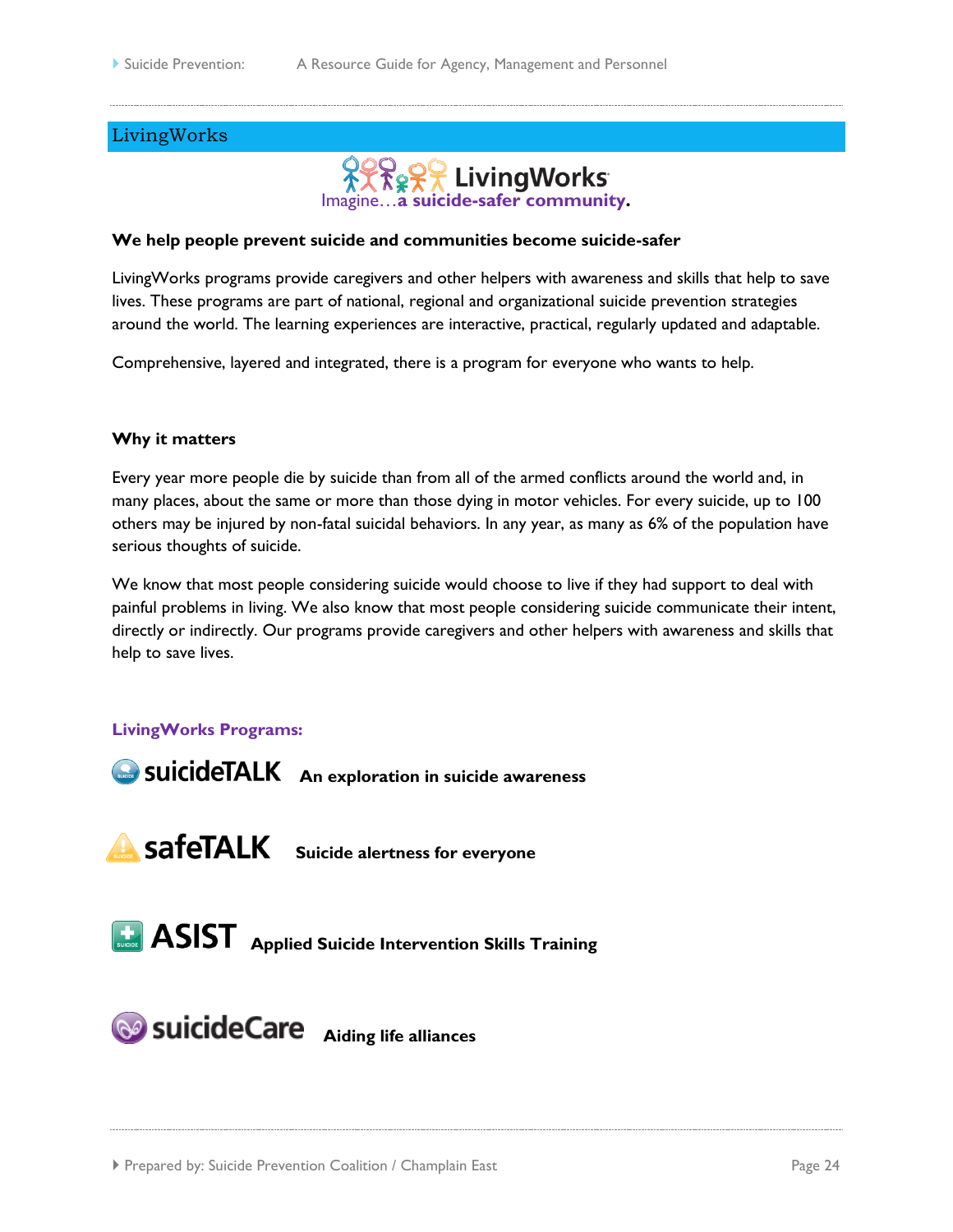## LivingWorks

LivingWorks
Imagine…a suicide-safer community.

**We help people prevent suicide and communities become suicide-safer**

LivingWorks programs provide caregivers and other helpers with awareness and skills that help to save lives. These programs are part of national, regional and organizational suicide prevention strategies around the world. The learning experiences are interactive, practical, regularly updated and adaptable.

Comprehensive, layered and integrated, there is a program for everyone who wants to help.

**Why it matters**

Every year more people die by suicide than from all of the armed conflicts around the world and, in many places, about the same or more than those dying in motor vehicles. For every suicide, up to 100 others may be injured by non-fatal suicidal behaviors. In any year, as many as 6% of the population have serious thoughts of suicide.

We know that most people considering suicide would choose to live if they had support to deal with painful problems in living. We also know that most people considering suicide communicate their intent, directly or indirectly. Our programs provide caregivers and other helpers with awareness and skills that help to save lives.

**LivingWorks Programs:**

**suicideTALK** **An exploration in suicide awareness**

**safeTALK** **Suicide alertness for everyone**

**ASIST** **Applied Suicide Intervention Skills Training**

**suicideCare** **Aiding life alliances**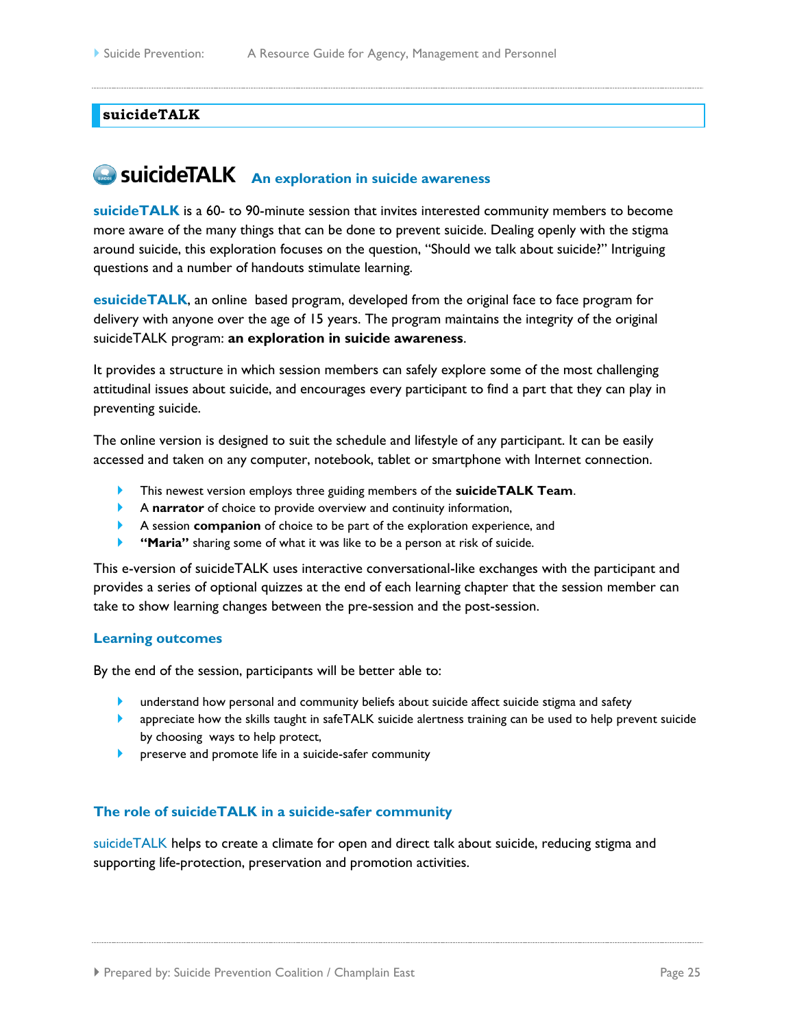## suicideTALK

# suicideTALK An exploration in suicide awareness

**suicideTALK** is a 60- to 90-minute session that invites interested community members to become more aware of the many things that can be done to prevent suicide. Dealing openly with the stigma around suicide, this exploration focuses on the question, "Should we talk about suicide?" Intriguing questions and a number of handouts stimulate learning.

**esuicideTALK**, an online based program, developed from the original face to face program for delivery with anyone over the age of 15 years. The program maintains the integrity of the original suicideTALK program: **an exploration in suicide awareness**.

It provides a structure in which session members can safely explore some of the most challenging attitudinal issues about suicide, and encourages every participant to find a part that they can play in preventing suicide.

The online version is designed to suit the schedule and lifestyle of any participant. It can be easily accessed and taken on any computer, notebook, tablet or smartphone with Internet connection.

- This newest version employs three guiding members of the **suicideTALK Team**.
- A **narrator** of choice to provide overview and continuity information,
- A session **companion** of choice to be part of the exploration experience, and
- **"Maria"** sharing some of what it was like to be a person at risk of suicide.

This e-version of suicideTALK uses interactive conversational-like exchanges with the participant and provides a series of optional quizzes at the end of each learning chapter that the session member can take to show learning changes between the pre-session and the post-session.

### Learning outcomes

By the end of the session, participants will be better able to:

- understand how personal and community beliefs about suicide affect suicide stigma and safety
- appreciate how the skills taught in safeTALK suicide alertness training can be used to help prevent suicide by choosing ways to help protect,
- preserve and promote life in a suicide-safer community

### The role of suicideTALK in a suicide-safer community

suicideTALK helps to create a climate for open and direct talk about suicide, reducing stigma and supporting life-protection, preservation and promotion activities.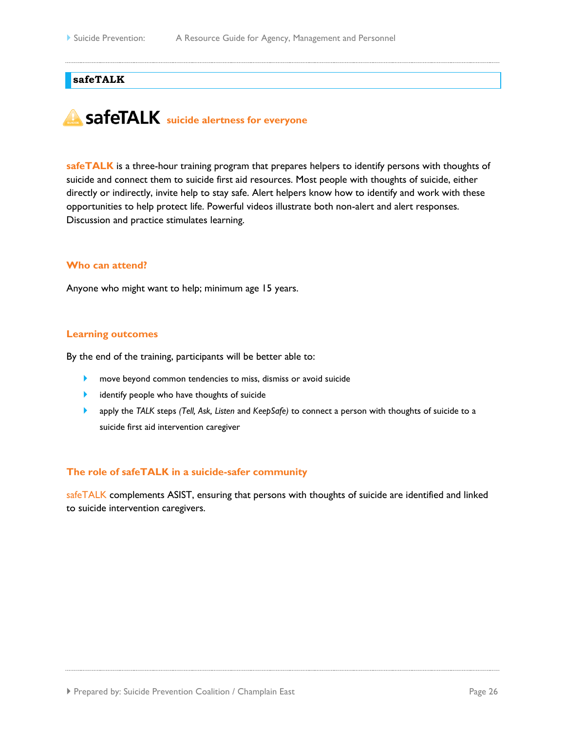## safeTALK

# safeTALK suicide alertness for everyone

**safeTALK** is a three-hour training program that prepares helpers to identify persons with thoughts of suicide and connect them to suicide first aid resources. Most people with thoughts of suicide, either directly or indirectly, invite help to stay safe. Alert helpers know how to identify and work with these opportunities to help protect life. Powerful videos illustrate both non-alert and alert responses. Discussion and practice stimulates learning.

### Who can attend?

Anyone who might want to help; minimum age 15 years.

### Learning outcomes

By the end of the training, participants will be better able to:

- move beyond common tendencies to miss, dismiss or avoid suicide
- identify people who have thoughts of suicide
- apply the *TALK* steps *(Tell, Ask, Listen* and *KeepSafe)* to connect a person with thoughts of suicide to a suicide first aid intervention caregiver

### The role of safeTALK in a suicide-safer community

safeTALK complements ASIST, ensuring that persons with thoughts of suicide are identified and linked to suicide intervention caregivers.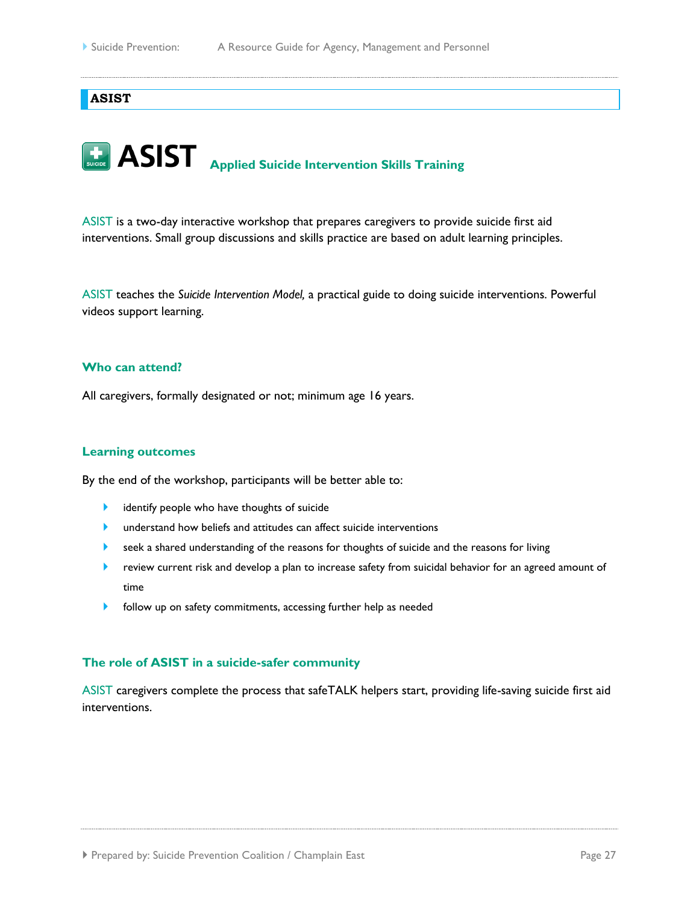## ASIST

# ASIST Applied Suicide Intervention Skills Training

ASIST is a two-day interactive workshop that prepares caregivers to provide suicide first aid interventions. Small group discussions and skills practice are based on adult learning principles.

ASIST teaches the *Suicide Intervention Model,* a practical guide to doing suicide interventions. Powerful videos support learning.

### Who can attend?

All caregivers, formally designated or not; minimum age 16 years.

### Learning outcomes

By the end of the workshop, participants will be better able to:

- identify people who have thoughts of suicide
- understand how beliefs and attitudes can affect suicide interventions
- seek a shared understanding of the reasons for thoughts of suicide and the reasons for living
- review current risk and develop a plan to increase safety from suicidal behavior for an agreed amount of time
- follow up on safety commitments, accessing further help as needed

### The role of ASIST in a suicide-safer community

ASIST caregivers complete the process that safeTALK helpers start, providing life-saving suicide first aid interventions.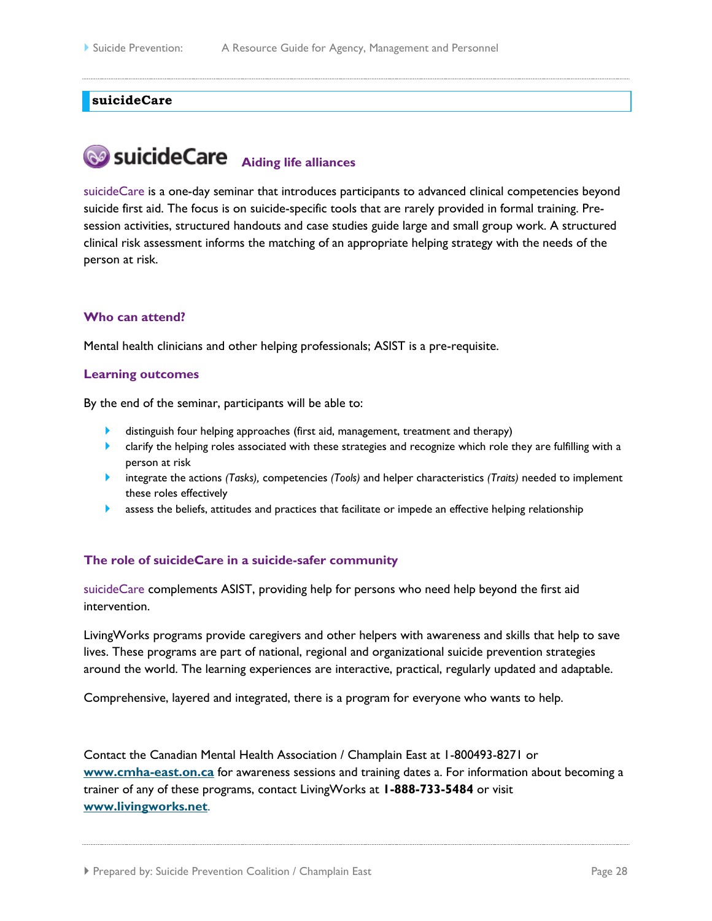## suicideCare

### suicideCare Aiding life alliances

suicideCare is a one-day seminar that introduces participants to advanced clinical competencies beyond suicide first aid. The focus is on suicide-specific tools that are rarely provided in formal training. Pre-session activities, structured handouts and case studies guide large and small group work. A structured clinical risk assessment informs the matching of an appropriate helping strategy with the needs of the person at risk.

### Who can attend?

Mental health clinicians and other helping professionals; ASIST is a pre-requisite.

### Learning outcomes

By the end of the seminar, participants will be able to:

- distinguish four helping approaches (first aid, management, treatment and therapy)
- clarify the helping roles associated with these strategies and recognize which role they are fulfilling with a person at risk
- integrate the actions *(Tasks),* competencies *(Tools)* and helper characteristics *(Traits)* needed to implement these roles effectively
- assess the beliefs, attitudes and practices that facilitate or impede an effective helping relationship

### The role of suicideCare in a suicide-safer community

suicideCare complements ASIST, providing help for persons who need help beyond the first aid intervention.

LivingWorks programs provide caregivers and other helpers with awareness and skills that help to save lives. These programs are part of national, regional and organizational suicide prevention strategies around the world. The learning experiences are interactive, practical, regularly updated and adaptable.

Comprehensive, layered and integrated, there is a program for everyone who wants to help.

Contact the Canadian Mental Health Association / Champlain East at 1-800493-8271 or **www.cmha-east.on.ca** for awareness sessions and training dates a. For information about becoming a trainer of any of these programs, contact LivingWorks at **1-888-733-5484** or visit **www.livingworks.net**.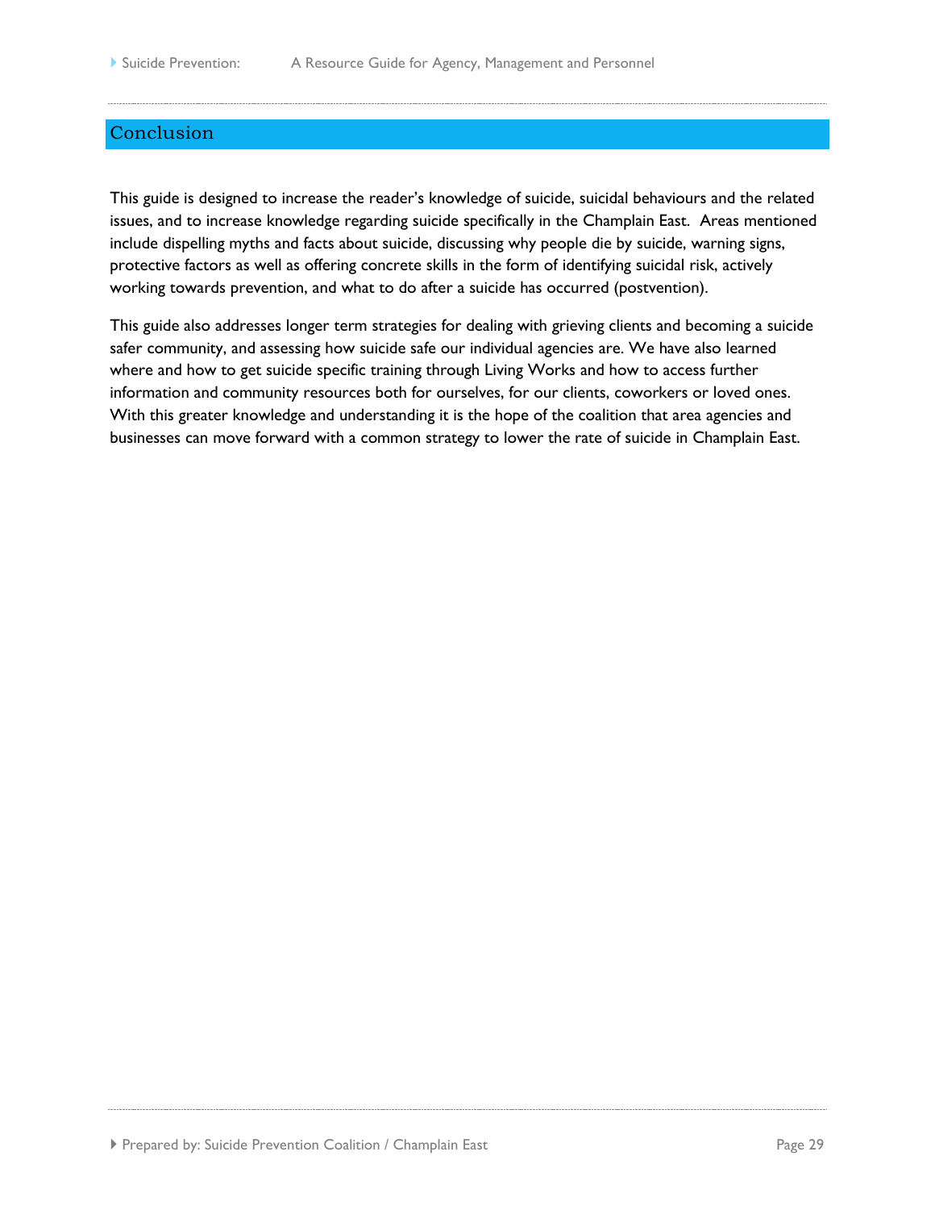## Conclusion

This guide is designed to increase the reader's knowledge of suicide, suicidal behaviours and the related issues, and to increase knowledge regarding suicide specifically in the Champlain East. Areas mentioned include dispelling myths and facts about suicide, discussing why people die by suicide, warning signs, protective factors as well as offering concrete skills in the form of identifying suicidal risk, actively working towards prevention, and what to do after a suicide has occurred (postvention).

This guide also addresses longer term strategies for dealing with grieving clients and becoming a suicide safer community, and assessing how suicide safe our individual agencies are. We have also learned where and how to get suicide specific training through Living Works and how to access further information and community resources both for ourselves, for our clients, coworkers or loved ones. With this greater knowledge and understanding it is the hope of the coalition that area agencies and businesses can move forward with a common strategy to lower the rate of suicide in Champlain East.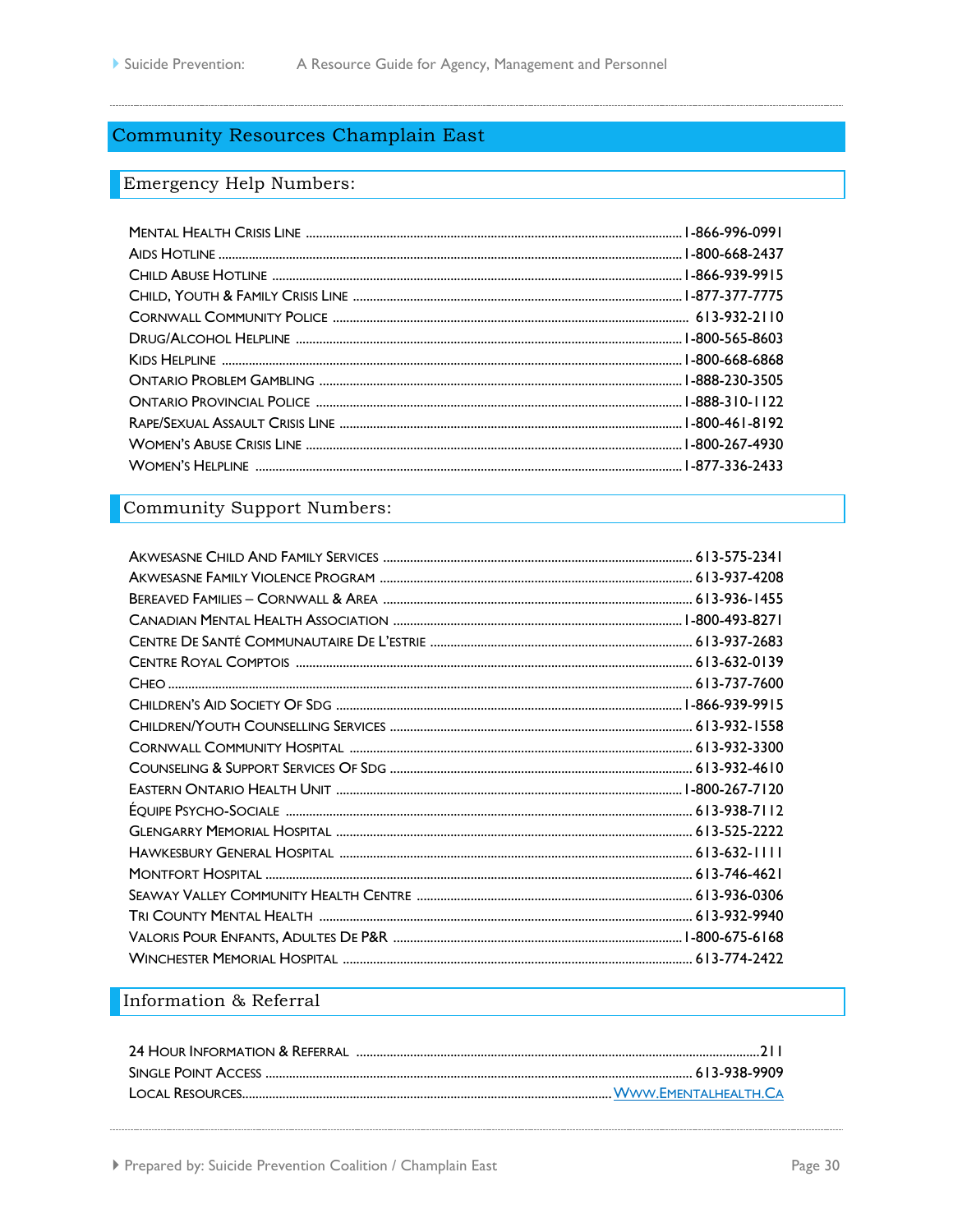# Community Resources Champlain East

## Emergency Help Numbers:

| | |
|---|---|
| Mental Health Crisis Line | 1-866-996-0991 |
| Aids Hotline | 1-800-668-2437 |
| Child Abuse Hotline | 1-866-939-9915 |
| Child, Youth & Family Crisis Line | 1-877-377-7775 |
| Cornwall Community Police | 613-932-2110 |
| Drug/Alcohol Helpline | 1-800-565-8603 |
| Kids Helpline | 1-800-668-6868 |
| Ontario Problem Gambling | 1-888-230-3505 |
| Ontario Provincial Police | 1-888-310-1122 |
| Rape/Sexual Assault Crisis Line | 1-800-461-8192 |
| Women's Abuse Crisis Line | 1-800-267-4930 |
| Women's Helpline | 1-877-336-2433 |

## Community Support Numbers:

| | |
|---|---|
| Akwesasne Child And Family Services | 613-575-2341 |
| Akwesasne Family Violence Program | 613-937-4208 |
| Bereaved Families – Cornwall & Area | 613-936-1455 |
| Canadian Mental Health Association | 1-800-493-8271 |
| Centre De Santé Communautaire De L'Estrie | 613-937-2683 |
| Centre Royal Comptois | 613-632-0139 |
| CHEO | 613-737-7600 |
| Children's Aid Society Of SDG | 1-866-939-9915 |
| Children/Youth Counselling Services | 613-932-1558 |
| Cornwall Community Hospital | 613-932-3300 |
| Counseling & Support Services Of SDG | 613-932-4610 |
| Eastern Ontario Health Unit | 1-800-267-7120 |
| Équipe Psycho-Sociale | 613-938-7112 |
| Glengarry Memorial Hospital | 613-525-2222 |
| Hawkesbury General Hospital | 613-632-1111 |
| Montfort Hospital | 613-746-4621 |
| Seaway Valley Community Health Centre | 613-936-0306 |
| Tri County Mental Health | 613-932-9940 |
| Valoris Pour Enfants, Adultes De P&R | 1-800-675-6168 |
| Winchester Memorial Hospital | 613-774-2422 |

## Information & Referral

| | |
|---|---|
| 24 Hour Information & Referral | 211 |
| Single Point Access | 613-938-9909 |
| Local Resources | [Www.Ementalhealth.Ca](http://www.ementalhealth.ca) |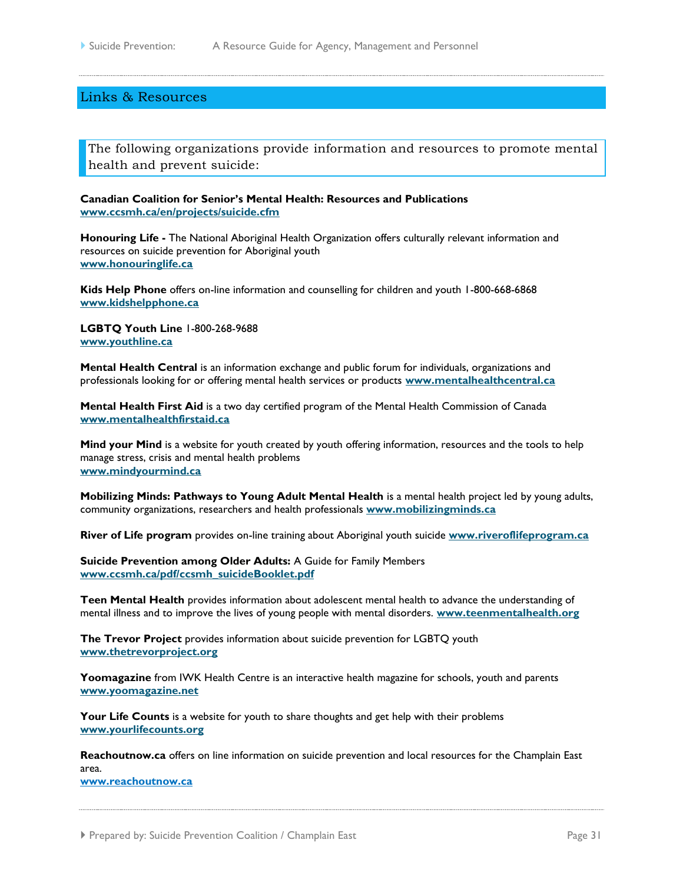## Links & Resources

The following organizations provide information and resources to promote mental health and prevent suicide:

**Canadian Coalition for Senior's Mental Health: Resources and Publications**
**www.ccsmh.ca/en/projects/suicide.cfm**

**Honouring Life -** The National Aboriginal Health Organization offers culturally relevant information and resources on suicide prevention for Aboriginal youth
**www.honouringlife.ca**

**Kids Help Phone** offers on-line information and counselling for children and youth 1-800-668-6868
**www.kidshelpphone.ca**

**LGBTQ Youth Line** 1-800-268-9688
**www.youthline.ca**

**Mental Health Central** is an information exchange and public forum for individuals, organizations and professionals looking for or offering mental health services or products **www.mentalhealthcentral.ca**

**Mental Health First Aid** is a two day certified program of the Mental Health Commission of Canada
**www.mentalhealthfirstaid.ca**

**Mind your Mind** is a website for youth created by youth offering information, resources and the tools to help manage stress, crisis and mental health problems
**www.mindyourmind.ca**

**Mobilizing Minds: Pathways to Young Adult Mental Health** is a mental health project led by young adults, community organizations, researchers and health professionals **www.mobilizingminds.ca**

**River of Life program** provides on-line training about Aboriginal youth suicide **www.riveroflifeprogram.ca**

**Suicide Prevention among Older Adults:** A Guide for Family Members
**www.ccsmh.ca/pdf/ccsmh_suicideBooklet.pdf**

**Teen Mental Health** provides information about adolescent mental health to advance the understanding of mental illness and to improve the lives of young people with mental disorders. **www.teenmentalhealth.org**

**The Trevor Project** provides information about suicide prevention for LGBTQ youth
**www.thetrevorproject.org**

**Yoomagazine** from IWK Health Centre is an interactive health magazine for schools, youth and parents
**www.yoomagazine.net**

**Your Life Counts** is a website for youth to share thoughts and get help with their problems
**www.yourlifecounts.org**

**Reachoutnow.ca** offers on line information on suicide prevention and local resources for the Champlain East area.
**www.reachoutnow.ca**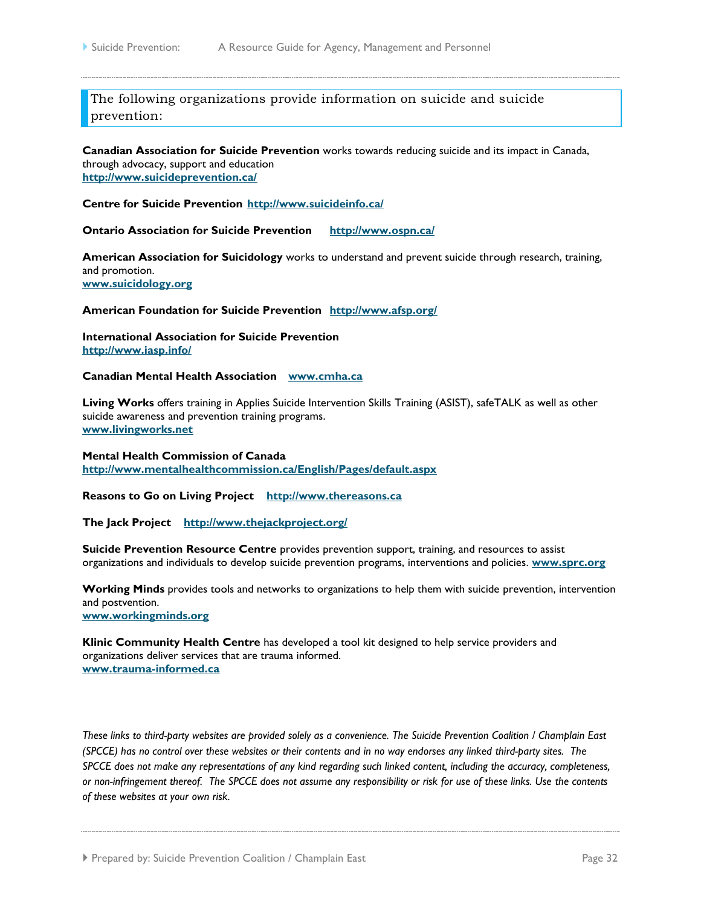## The following organizations provide information on suicide and suicide prevention:

**Canadian Association for Suicide Prevention** works towards reducing suicide and its impact in Canada, through advocacy, support and education
**http://www.suicideprevention.ca/**

**Centre for Suicide Prevention** **http://www.suicideinfo.ca/**

**Ontario Association for Suicide Prevention** **http://www.ospn.ca/**

**American Association for Suicidology** works to understand and prevent suicide through research, training, and promotion.
**www.suicidology.org**

**American Foundation for Suicide Prevention** **http://www.afsp.org/**

**International Association for Suicide Prevention**
**http://www.iasp.info/**

**Canadian Mental Health Association** **www.cmha.ca**

**Living Works** offers training in Applies Suicide Intervention Skills Training (ASIST), safeTALK as well as other suicide awareness and prevention training programs.
**www.livingworks.net**

**Mental Health Commission of Canada**
**http://www.mentalhealthcommission.ca/English/Pages/default.aspx**

**Reasons to Go on Living Project** **http://www.thereasons.ca**

**The Jack Project** **http://www.thejackproject.org/**

**Suicide Prevention Resource Centre** provides prevention support, training, and resources to assist organizations and individuals to develop suicide prevention programs, interventions and policies. **www.sprc.org**

**Working Minds** provides tools and networks to organizations to help them with suicide prevention, intervention and postvention.
**www.workingminds.org**

**Klinic Community Health Centre** has developed a tool kit designed to help service providers and organizations deliver services that are trauma informed.
**www.trauma-informed.ca**

*These links to third-party websites are provided solely as a convenience. The Suicide Prevention Coalition / Champlain East (SPCCE) has no control over these websites or their contents and in no way endorses any linked third-party sites. The SPCCE does not make any representations of any kind regarding such linked content, including the accuracy, completeness, or non-infringement thereof. The SPCCE does not assume any responsibility or risk for use of these links. Use the contents of these websites at your own risk.*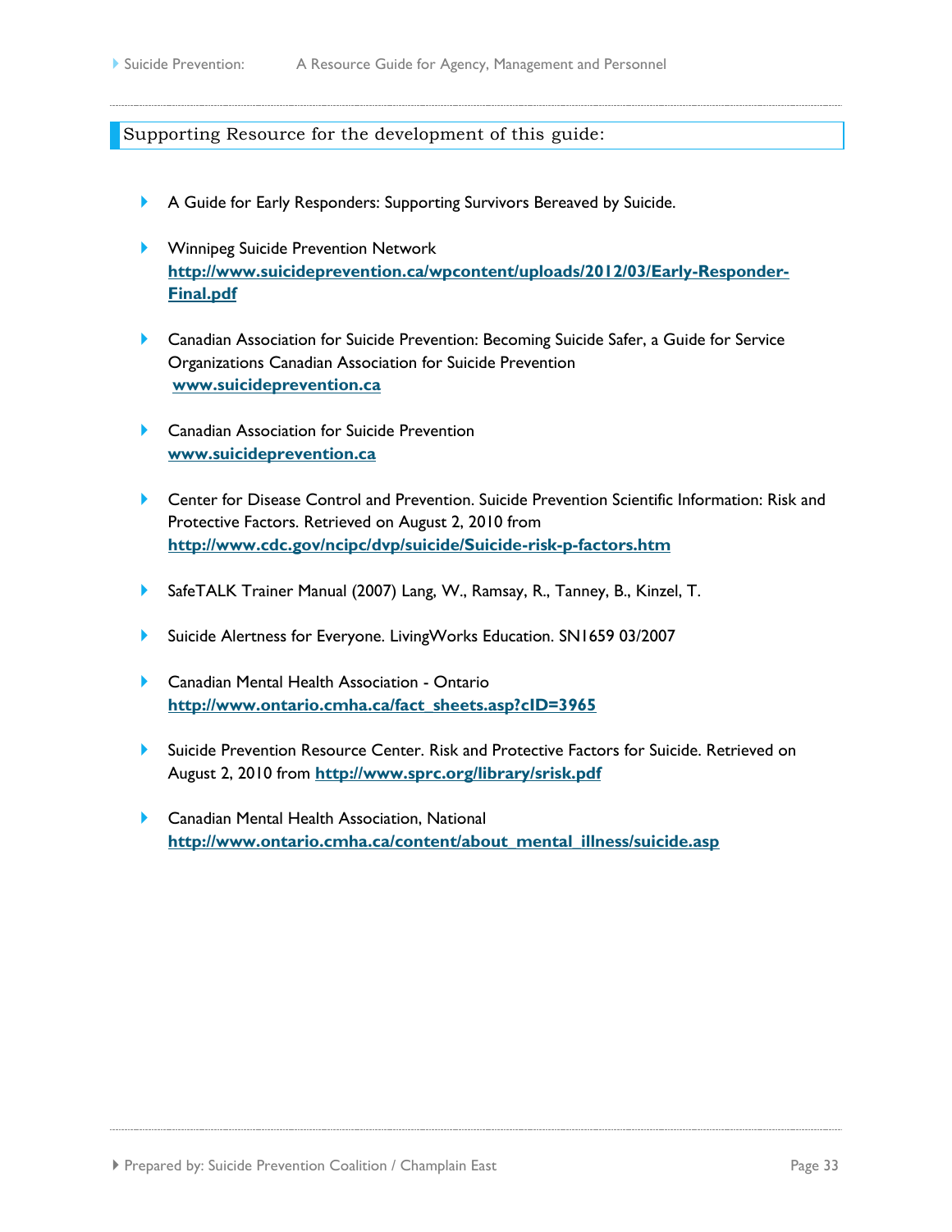## Supporting Resource for the development of this guide:

- A Guide for Early Responders: Supporting Survivors Bereaved by Suicide.
- Winnipeg Suicide Prevention Network
  **http://www.suicideprevention.ca/wpcontent/uploads/2012/03/Early-Responder-Final.pdf**
- Canadian Association for Suicide Prevention: Becoming Suicide Safer, a Guide for Service Organizations Canadian Association for Suicide Prevention
  **www.suicideprevention.ca**
- Canadian Association for Suicide Prevention
  **www.suicideprevention.ca**
- Center for Disease Control and Prevention. Suicide Prevention Scientific Information: Risk and Protective Factors. Retrieved on August 2, 2010 from
  **http://www.cdc.gov/ncipc/dvp/suicide/Suicide-risk-p-factors.htm**
- SafeTALK Trainer Manual (2007) Lang, W., Ramsay, R., Tanney, B., Kinzel, T.
- Suicide Alertness for Everyone. LivingWorks Education. SN1659 03/2007
- Canadian Mental Health Association - Ontario
  **http://www.ontario.cmha.ca/fact_sheets.asp?cID=3965**
- Suicide Prevention Resource Center. Risk and Protective Factors for Suicide. Retrieved on August 2, 2010 from **http://www.sprc.org/library/srisk.pdf**
- Canadian Mental Health Association, National
  **http://www.ontario.cmha.ca/content/about_mental_illness/suicide.asp**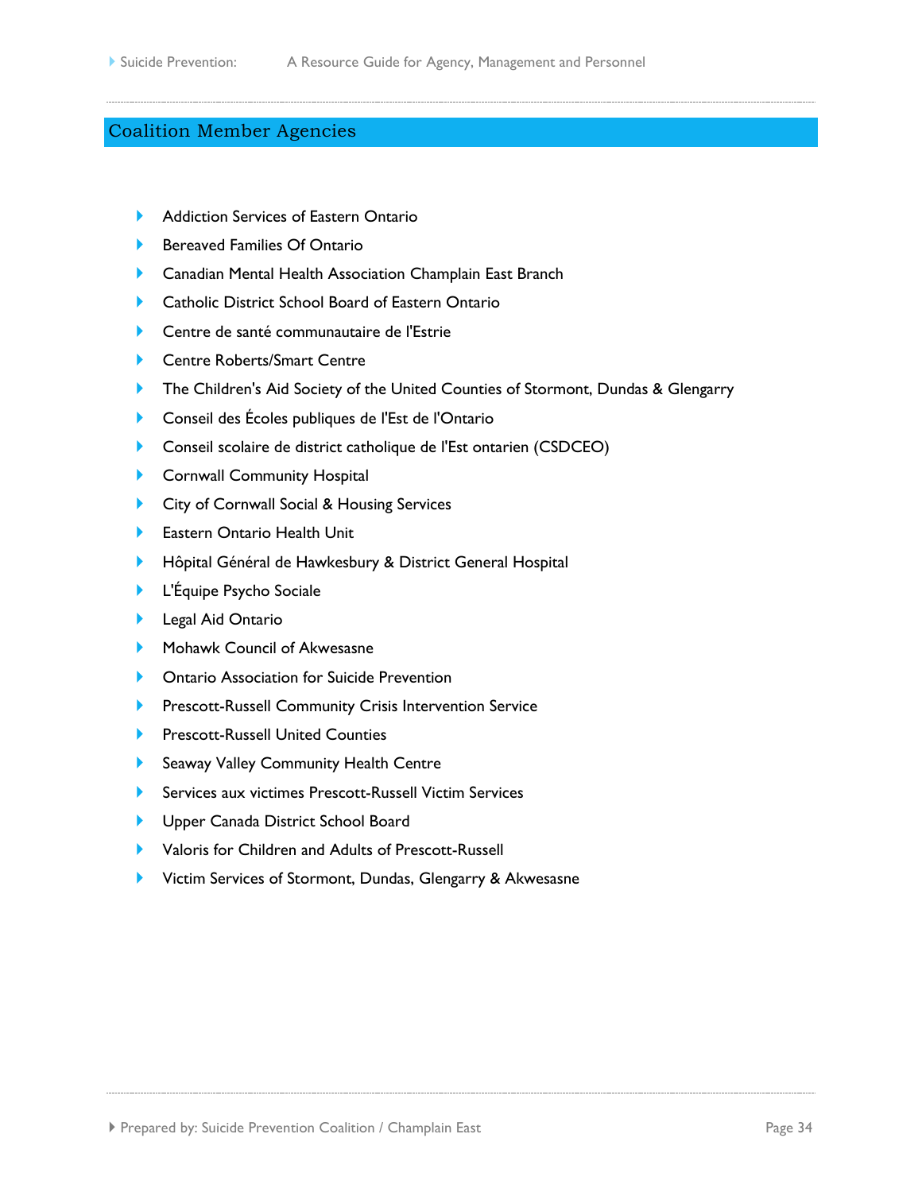## Coalition Member Agencies

- Addiction Services of Eastern Ontario
- Bereaved Families Of Ontario
- Canadian Mental Health Association Champlain East Branch
- Catholic District School Board of Eastern Ontario
- Centre de santé communautaire de l'Estrie
- Centre Roberts/Smart Centre
- The Children's Aid Society of the United Counties of Stormont, Dundas & Glengarry
- Conseil des Écoles publiques de l'Est de l'Ontario
- Conseil scolaire de district catholique de l'Est ontarien (CSDCEO)
- Cornwall Community Hospital
- City of Cornwall Social & Housing Services
- Eastern Ontario Health Unit
- Hôpital Général de Hawkesbury & District General Hospital
- L'Équipe Psycho Sociale
- Legal Aid Ontario
- Mohawk Council of Akwesasne
- Ontario Association for Suicide Prevention
- Prescott-Russell Community Crisis Intervention Service
- Prescott-Russell United Counties
- Seaway Valley Community Health Centre
- Services aux victimes Prescott-Russell Victim Services
- Upper Canada District School Board
- Valoris for Children and Adults of Prescott-Russell
- Victim Services of Stormont, Dundas, Glengarry & Akwesasne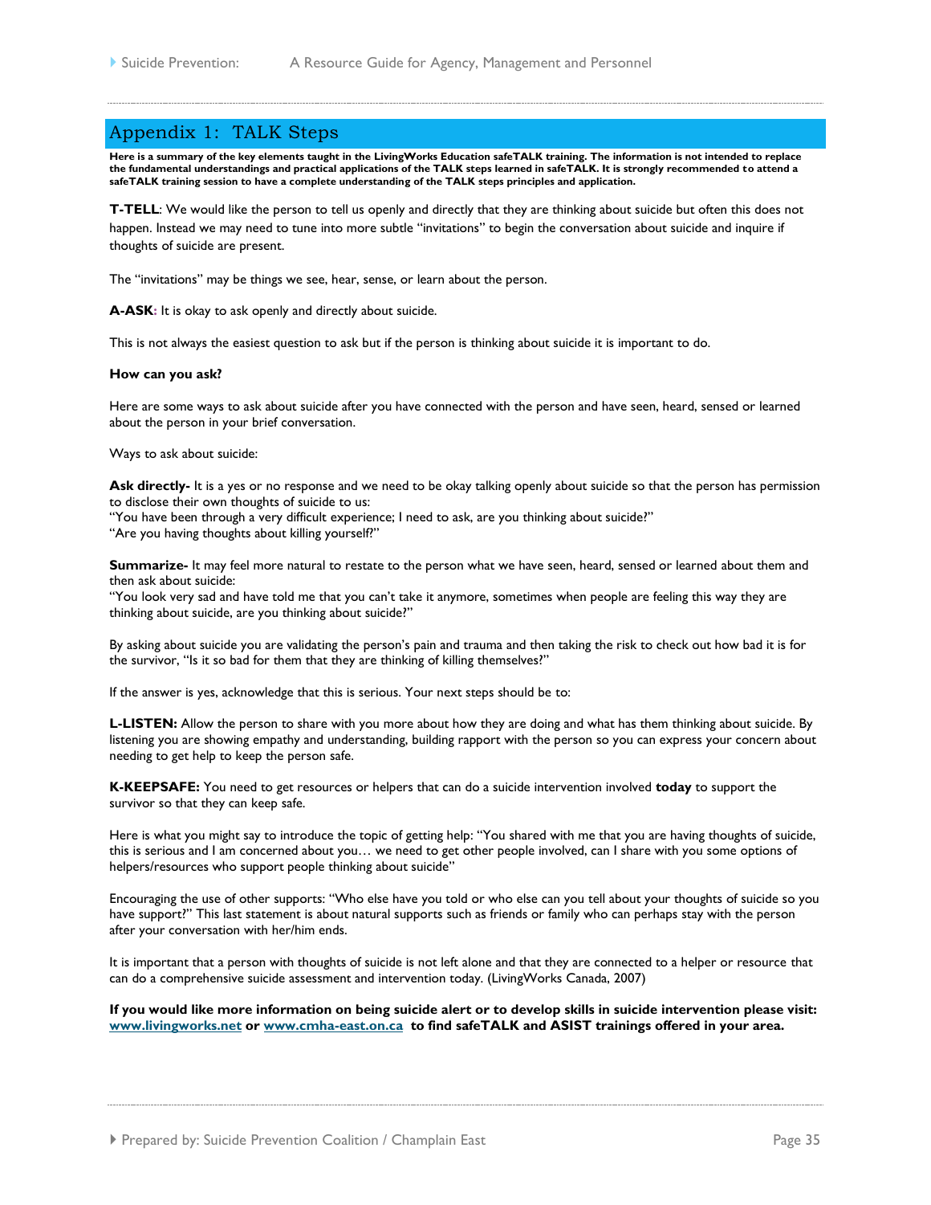## Appendix 1: TALK Steps

**Here is a summary of the key elements taught in the LivingWorks Education safeTALK training. The information is not intended to replace the fundamental understandings and practical applications of the TALK steps learned in safeTALK. It is strongly recommended to attend a safeTALK training session to have a complete understanding of the TALK steps principles and application.**

**T-TELL**: We would like the person to tell us openly and directly that they are thinking about suicide but often this does not happen. Instead we may need to tune into more subtle "invitations" to begin the conversation about suicide and inquire if thoughts of suicide are present.

The "invitations" may be things we see, hear, sense, or learn about the person.

**A-ASK**: It is okay to ask openly and directly about suicide.

This is not always the easiest question to ask but if the person is thinking about suicide it is important to do.

**How can you ask?**

Here are some ways to ask about suicide after you have connected with the person and have seen, heard, sensed or learned about the person in your brief conversation.

Ways to ask about suicide:

**Ask directly-** It is a yes or no response and we need to be okay talking openly about suicide so that the person has permission to disclose their own thoughts of suicide to us:
"You have been through a very difficult experience; I need to ask, are you thinking about suicide?"
"Are you having thoughts about killing yourself?"

**Summarize-** It may feel more natural to restate to the person what we have seen, heard, sensed or learned about them and then ask about suicide:
"You look very sad and have told me that you can't take it anymore, sometimes when people are feeling this way they are thinking about suicide, are you thinking about suicide?"

By asking about suicide you are validating the person's pain and trauma and then taking the risk to check out how bad it is for the survivor, "Is it so bad for them that they are thinking of killing themselves?"

If the answer is yes, acknowledge that this is serious. Your next steps should be to:

**L-LISTEN:** Allow the person to share with you more about how they are doing and what has them thinking about suicide. By listening you are showing empathy and understanding, building rapport with the person so you can express your concern about needing to get help to keep the person safe.

**K-KEEPSAFE:** You need to get resources or helpers that can do a suicide intervention involved **today** to support the survivor so that they can keep safe.

Here is what you might say to introduce the topic of getting help: "You shared with me that you are having thoughts of suicide, this is serious and I am concerned about you… we need to get other people involved, can I share with you some options of helpers/resources who support people thinking about suicide"

Encouraging the use of other supports: "Who else have you told or who else can you tell about your thoughts of suicide so you have support?" This last statement is about natural supports such as friends or family who can perhaps stay with the person after your conversation with her/him ends.

It is important that a person with thoughts of suicide is not left alone and that they are connected to a helper or resource that can do a comprehensive suicide assessment and intervention today. (LivingWorks Canada, 2007)

**If you would like more information on being suicide alert or to develop skills in suicide intervention please visit: www.livingworks.net or www.cmha-east.on.ca to find safeTALK and ASIST trainings offered in your area.**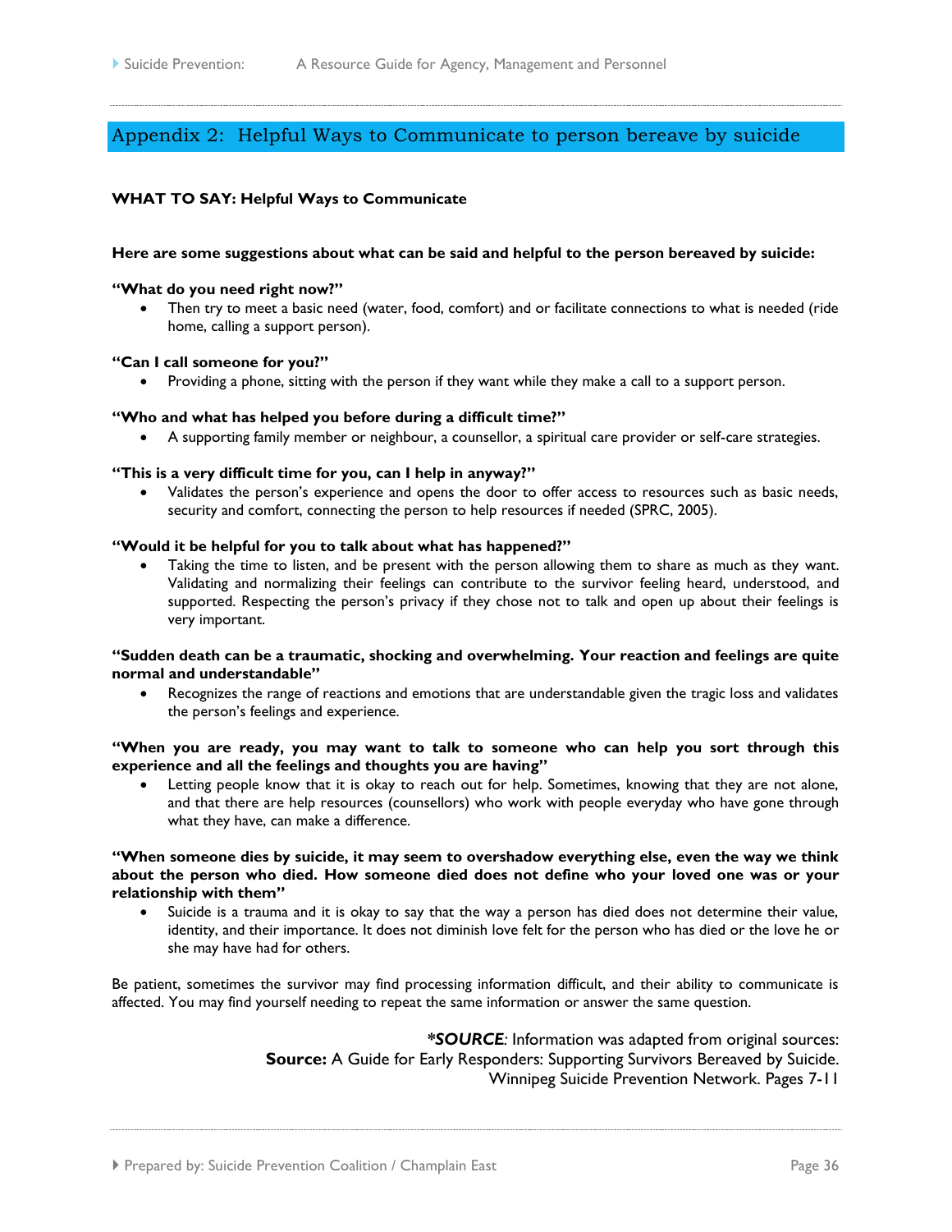## Appendix 2: Helpful Ways to Communicate to person bereave by suicide

**WHAT TO SAY: Helpful Ways to Communicate**

**Here are some suggestions about what can be said and helpful to the person bereaved by suicide:**

**"What do you need right now?"**

- Then try to meet a basic need (water, food, comfort) and or facilitate connections to what is needed (ride home, calling a support person).

**"Can I call someone for you?"**

- Providing a phone, sitting with the person if they want while they make a call to a support person.

**"Who and what has helped you before during a difficult time?"**

- A supporting family member or neighbour, a counsellor, a spiritual care provider or self-care strategies.

**"This is a very difficult time for you, can I help in anyway?"**

- Validates the person's experience and opens the door to offer access to resources such as basic needs, security and comfort, connecting the person to help resources if needed (SPRC, 2005).

**"Would it be helpful for you to talk about what has happened?"**

- Taking the time to listen, and be present with the person allowing them to share as much as they want. Validating and normalizing their feelings can contribute to the survivor feeling heard, understood, and supported. Respecting the person's privacy if they chose not to talk and open up about their feelings is very important.

**"Sudden death can be a traumatic, shocking and overwhelming. Your reaction and feelings are quite normal and understandable"**

- Recognizes the range of reactions and emotions that are understandable given the tragic loss and validates the person's feelings and experience.

**"When you are ready, you may want to talk to someone who can help you sort through this experience and all the feelings and thoughts you are having"**

- Letting people know that it is okay to reach out for help. Sometimes, knowing that they are not alone, and that there are help resources (counsellors) who work with people everyday who have gone through what they have, can make a difference.

**"When someone dies by suicide, it may seem to overshadow everything else, even the way we think about the person who died. How someone died does not define who your loved one was or your relationship with them"**

- Suicide is a trauma and it is okay to say that the way a person has died does not determine their value, identity, and their importance. It does not diminish love felt for the person who has died or the love he or she may have had for others.

Be patient, sometimes the survivor may find processing information difficult, and their ability to communicate is affected. You may find yourself needing to repeat the same information or answer the same question.

***SOURCE**: Information was adapted from original sources:
**Source:** A Guide for Early Responders: Supporting Survivors Bereaved by Suicide. Winnipeg Suicide Prevention Network. Pages 7-11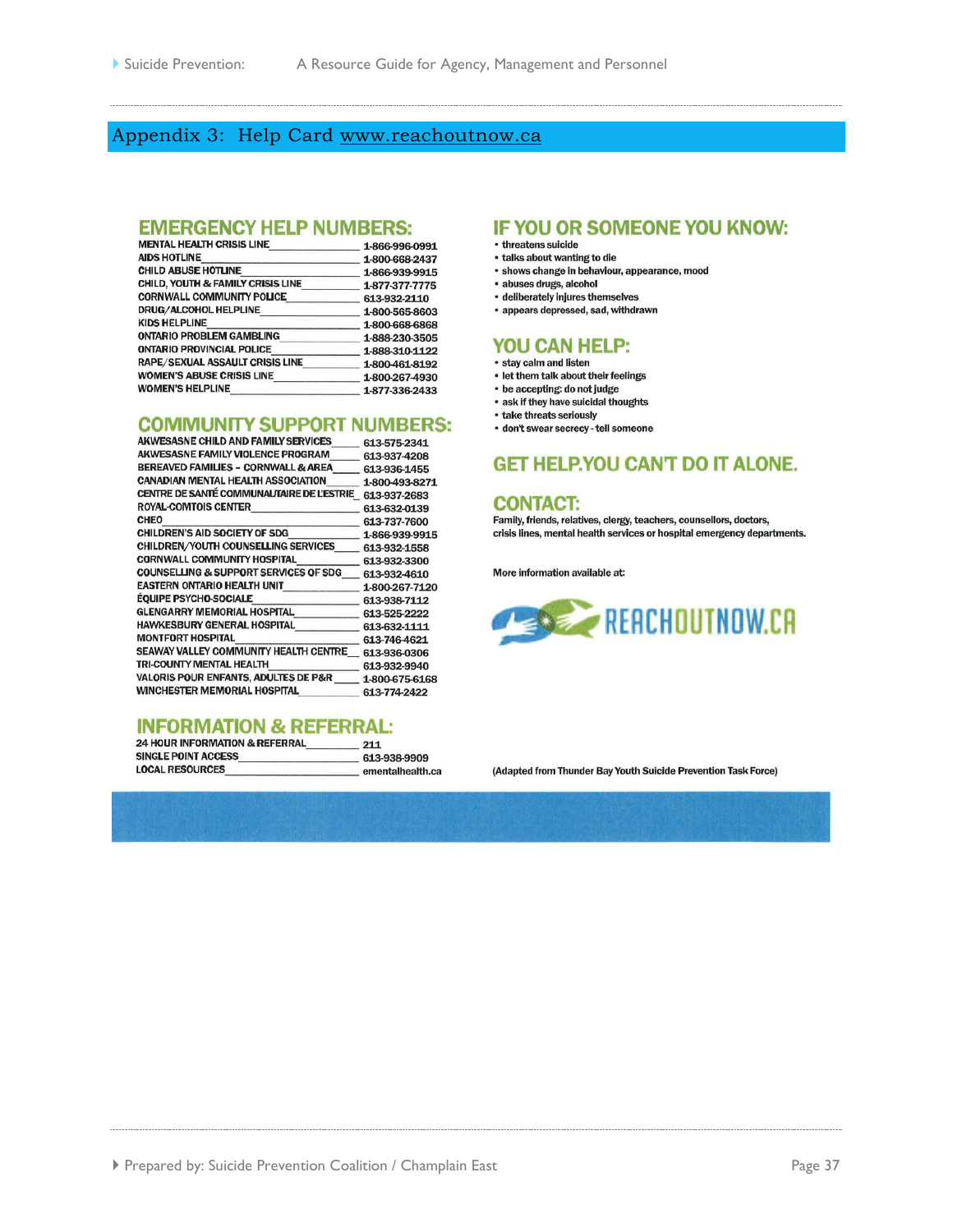## Appendix 3: Help Card www.reachoutnow.ca

### EMERGENCY HELP NUMBERS:

| | |
|---|---|
| MENTAL HEALTH CRISIS LINE | 1-866-996-0991 |
| AIDS HOTLINE | 1-800-668-2437 |
| CHILD ABUSE HOTLINE | 1-866-939-9915 |
| CHILD, YOUTH & FAMILY CRISIS LINE | 1-877-377-7775 |
| CORNWALL COMMUNITY POLICE | 613-932-2110 |
| DRUG/ALCOHOL HELPLINE | 1-800-565-8603 |
| KIDS HELPLINE | 1-800-668-6868 |
| ONTARIO PROBLEM GAMBLING | 1-888-230-3505 |
| ONTARIO PROVINCIAL POLICE | 1-888-310-1122 |
| RAPE/SEXUAL ASSAULT CRISIS LINE | 1-800-461-8192 |
| WOMEN'S ABUSE CRISIS LINE | 1-800-267-4930 |
| WOMEN'S HELPLINE | 1-877-336-2433 |

### COMMUNITY SUPPORT NUMBERS:

| | |
|---|---|
| AKWESASNE CHILD AND FAMILY SERVICES | 613-575-2341 |
| AKWESASNE FAMILY VIOLENCE PROGRAM | 613-937-4208 |
| BEREAVED FAMILIES – CORNWALL & AREA | 613-936-1455 |
| CANADIAN MENTAL HEALTH ASSOCIATION | 1-800-493-8271 |
| CENTRE DE SANTÉ COMMUNAUTAIRE DE L'ESTRIE | 613-937-2683 |
| ROYAL-COMTOIS CENTER | 613-632-0139 |
| CHEO | 613-737-7600 |
| CHILDREN'S AID SOCIETY OF SDG | 1-866-939-9915 |
| CHILDREN/YOUTH COUNSELLING SERVICES | 613-932-1558 |
| CORNWALL COMMUNITY HOSPITAL | 613-932-3300 |
| COUNSELLING & SUPPORT SERVICES OF SDG | 613-932-4610 |
| EASTERN ONTARIO HEALTH UNIT | 1-800-267-7120 |
| ÉQUIPE PSYCHO-SOCIALE | 613-938-7112 |
| GLENGARRY MEMORIAL HOSPITAL | 613-525-2222 |
| HAWKESBURY GENERAL HOSPITAL | 613-632-1111 |
| MONTFORT HOSPITAL | 613-746-4621 |
| SEAWAY VALLEY COMMUNITY HEALTH CENTRE | 613-936-0306 |
| TRI-COUNTY MENTAL HEALTH | 613-932-9940 |
| VALORIS POUR ENFANTS, ADULTES DE P&R | 1-800-675-6168 |
| WINCHESTER MEMORIAL HOSPITAL | 613-774-2422 |

### INFORMATION & REFERRAL:

| | |
|---|---|
| 24 HOUR INFORMATION & REFERRAL | 211 |
| SINGLE POINT ACCESS | 613-938-9909 |
| LOCAL RESOURCES | ementalhealth.ca |

### IF YOU OR SOMEONE YOU KNOW:

- threatens suicide
- talks about wanting to die
- shows change in behaviour, appearance, mood
- abuses drugs, alcohol
- deliberately injures themselves
- appears depressed, sad, withdrawn

### YOU CAN HELP:

- stay calm and listen
- let them talk about their feelings
- be accepting: do not judge
- ask if they have suicidal thoughts
- take threats seriously
- don't swear secrecy - tell someone

### GET HELP.YOU CAN'T DO IT ALONE.

### CONTACT:

Family, friends, relatives, clergy, teachers, counsellors, doctors, crisis lines, mental health services or hospital emergency departments.

More information available at:

REACHOUTNOW.CA

(Adapted from Thunder Bay Youth Suicide Prevention Task Force)